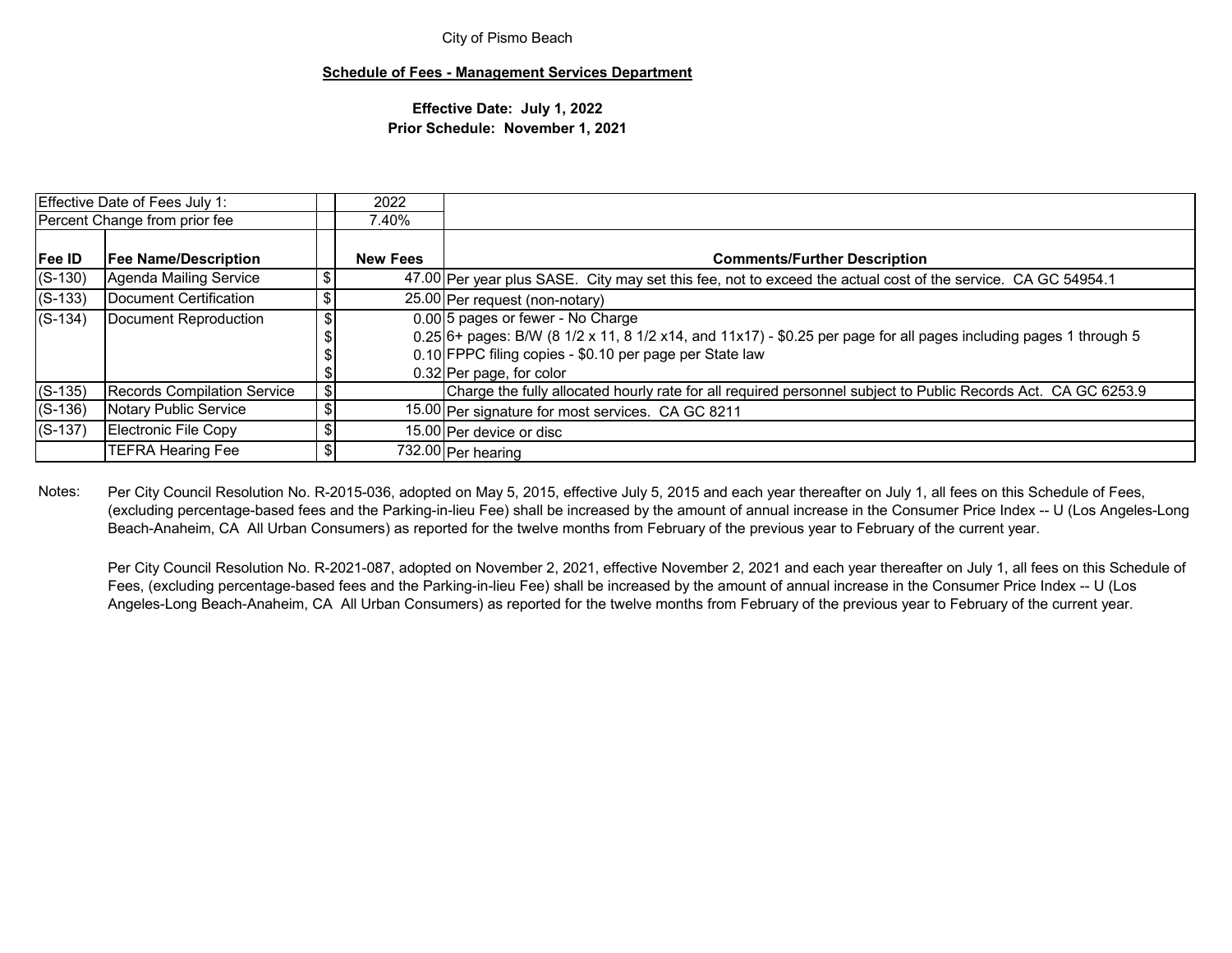City of Pismo Beach

**Schedule of Fees - Management Services Department**

**Effective Date: July 1, 2022**
**Prior Schedule: November 1, 2021**

| Effective Date of Fees July 1: | | | 2022 | |
|---|---|---|---|---|
| Percent Change from prior fee | | | 7.40% | |
| **Fee ID** | **Fee Name/Description** | | **New Fees** | **Comments/Further Description** |
| (S-130) | Agenda Mailing Service | $ | 47.00 | Per year plus SASE. City may set this fee, not to exceed the actual cost of the service. CA GC 54954.1 |
| (S-133) | Document Certification | $ | 25.00 | Per request (non-notary) |
| (S-134) | Document Reproduction | $ | 0.00 | 5 pages or fewer - No Charge |
| | | $ | 0.25 | 6+ pages: B/W (8 1/2 x 11, 8 1/2 x14, and 11x17) - $0.25 per page for all pages including pages 1 through 5 |
| | | $ | 0.10 | FPPC filing copies - $0.10 per page per State law |
| | | $ | 0.32 | Per page, for color |
| (S-135) | Records Compilation Service | $ | | Charge the fully allocated hourly rate for all required personnel subject to Public Records Act. CA GC 6253.9 |
| (S-136) | Notary Public Service | $ | 15.00 | Per signature for most services. CA GC 8211 |
| (S-137) | Electronic File Copy | $ | 15.00 | Per device or disc |
| | TEFRA Hearing Fee | $ | 732.00 | Per hearing |

Notes: Per City Council Resolution No. R-2015-036, adopted on May 5, 2015, effective July 5, 2015 and each year thereafter on July 1, all fees on this Schedule of Fees, (excluding percentage-based fees and the Parking-in-lieu Fee) shall be increased by the amount of annual increase in the Consumer Price Index -- U (Los Angeles-Long Beach-Anaheim, CA All Urban Consumers) as reported for the twelve months from February of the previous year to February of the current year.

Per City Council Resolution No. R-2021-087, adopted on November 2, 2021, effective November 2, 2021 and each year thereafter on July 1, all fees on this Schedule of Fees, (excluding percentage-based fees and the Parking-in-lieu Fee) shall be increased by the amount of annual increase in the Consumer Price Index -- U (Los Angeles-Long Beach-Anaheim, CA All Urban Consumers) as reported for the twelve months from February of the previous year to February of the current year.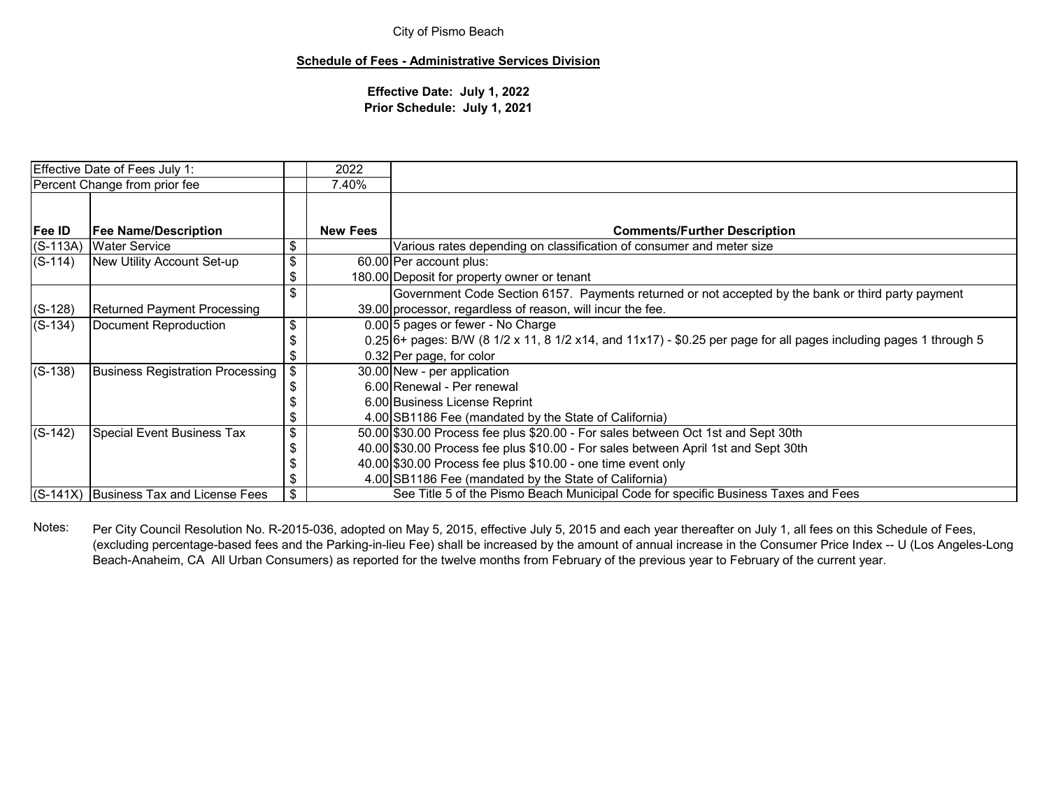City of Pismo Beach

**Schedule of Fees - Administrative Services Division**

**Effective Date: July 1, 2022**
**Prior Schedule: July 1, 2021**

| Effective Date of Fees July 1: | | | 2022 | |
|---|---|---|---|---|
| Percent Change from prior fee | | | 7.40% | |
| **Fee ID** | **Fee Name/Description** | | **New Fees** | **Comments/Further Description** |
| (S-113A) | Water Service | $ | | Various rates depending on classification of consumer and meter size |
| (S-114) | New Utility Account Set-up | $ | 60.00 | Per account plus: |
| | | $ | 180.00 | Deposit for property owner or tenant |
| (S-128) | Returned Payment Processing | $ | 39.00 | Government Code Section 6157. Payments returned or not accepted by the bank or third party payment processor, regardless of reason, will incur the fee. |
| (S-134) | Document Reproduction | $ | 0.00 | 5 pages or fewer - No Charge |
| | | $ | 0.25 | 6+ pages: B/W (8 1/2 x 11, 8 1/2 x14, and 11x17) - $0.25 per page for all pages including pages 1 through 5 |
| | | $ | 0.32 | Per page, for color |
| (S-138) | Business Registration Processing | $ | 30.00 | New - per application |
| | | $ | 6.00 | Renewal - Per renewal |
| | | $ | 6.00 | Business License Reprint |
| | | $ | 4.00 | SB1186 Fee (mandated by the State of California) |
| (S-142) | Special Event Business Tax | $ | 50.00 | $30.00 Process fee plus $20.00 - For sales between Oct 1st and Sept 30th |
| | | $ | 40.00 | $30.00 Process fee plus $10.00 - For sales between April 1st and Sept 30th |
| | | $ | 40.00 | $30.00 Process fee plus $10.00 - one time event only |
| | | $ | 4.00 | SB1186 Fee (mandated by the State of California) |
| (S-141X) | Business Tax and License Fees | $ | | See Title 5 of the Pismo Beach Municipal Code for specific Business Taxes and Fees |

Notes: Per City Council Resolution No. R-2015-036, adopted on May 5, 2015, effective July 5, 2015 and each year thereafter on July 1, all fees on this Schedule of Fees, (excluding percentage-based fees and the Parking-in-lieu Fee) shall be increased by the amount of annual increase in the Consumer Price Index -- U (Los Angeles-Long Beach-Anaheim, CA All Urban Consumers) as reported for the twelve months from February of the previous year to February of the current year.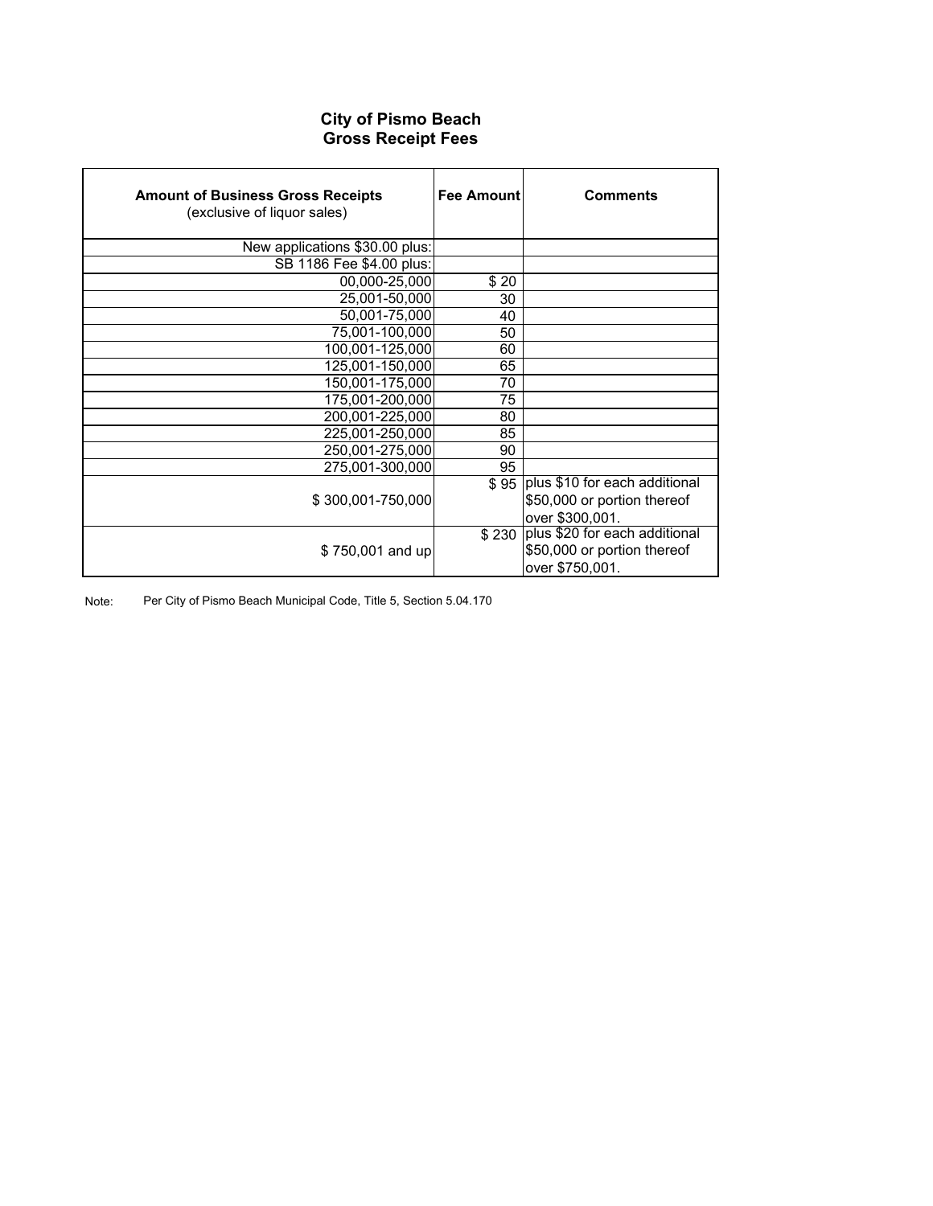# City of Pismo Beach
## Gross Receipt Fees

| **Amount of Business Gross Receipts** (exclusive of liquor sales) | **Fee Amount** | **Comments** |
|---|---|---|
| New applications $30.00 plus: | | |
| SB 1186 Fee $4.00 plus: | | |
| 00,000-25,000 | $ 20 | |
| 25,001-50,000 | 30 | |
| 50,001-75,000 | 40 | |
| 75,001-100,000 | 50 | |
| 100,001-125,000 | 60 | |
| 125,001-150,000 | 65 | |
| 150,001-175,000 | 70 | |
| 175,001-200,000 | 75 | |
| 200,001-225,000 | 80 | |
| 225,001-250,000 | 85 | |
| 250,001-275,000 | 90 | |
| 275,001-300,000 | 95 | |
| $ 300,001-750,000 | $ 95 | plus $10 for each additional $50,000 or portion thereof over $300,001. |
| $ 750,001 and up | $ 230 | plus $20 for each additional $50,000 or portion thereof over $750,001. |

Note: Per City of Pismo Beach Municipal Code, Title 5, Section 5.04.170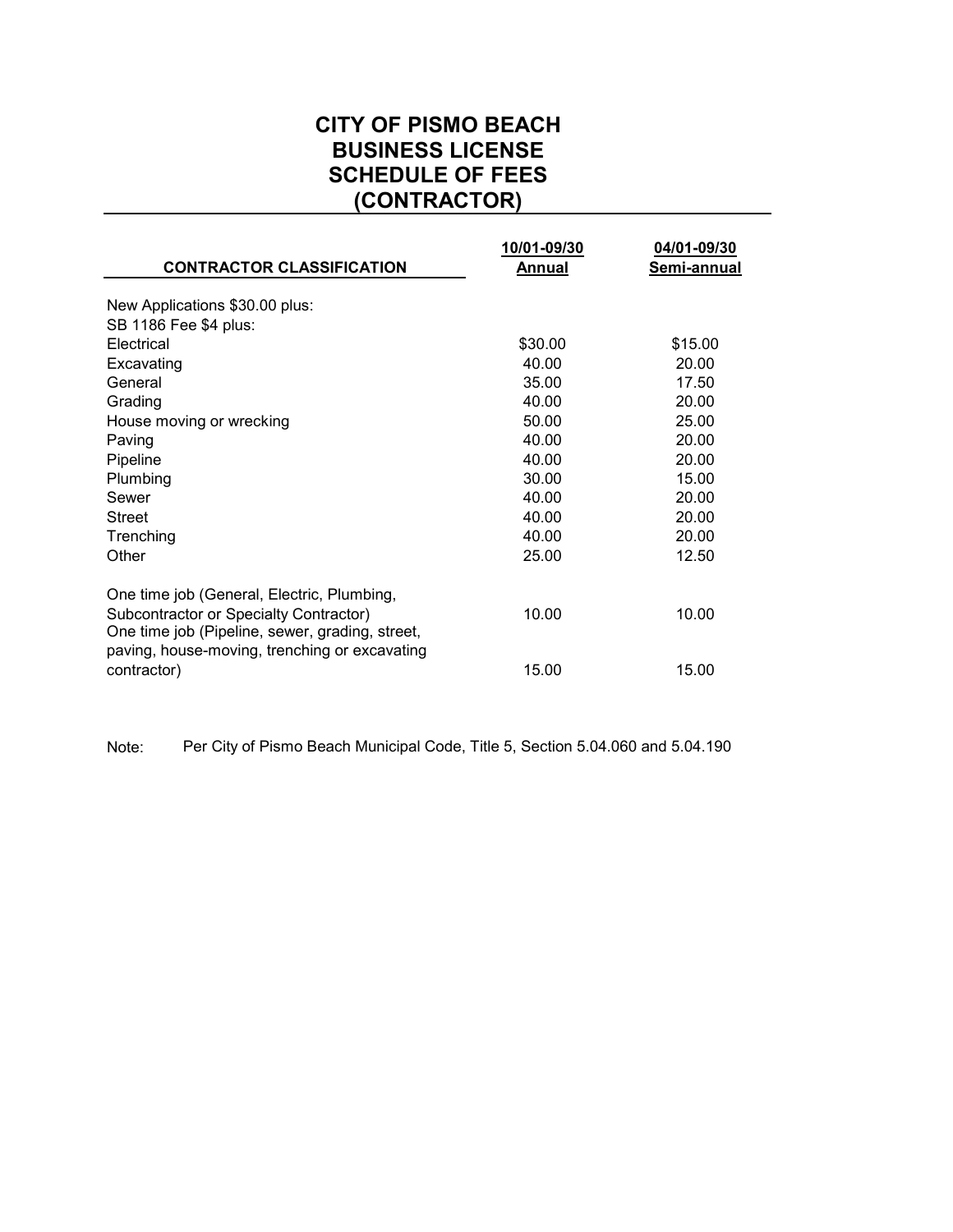# CITY OF PISMO BEACH
# BUSINESS LICENSE
# SCHEDULE OF FEES
# (CONTRACTOR)

| CONTRACTOR CLASSIFICATION | 10/01-09/30 Annual | 04/01-09/30 Semi-annual |
|---|---|---|
| New Applications $30.00 plus: | | |
| SB 1186 Fee $4 plus: | | |
| Electrical | $30.00 | $15.00 |
| Excavating | 40.00 | 20.00 |
| General | 35.00 | 17.50 |
| Grading | 40.00 | 20.00 |
| House moving or wrecking | 50.00 | 25.00 |
| Paving | 40.00 | 20.00 |
| Pipeline | 40.00 | 20.00 |
| Plumbing | 30.00 | 15.00 |
| Sewer | 40.00 | 20.00 |
| Street | 40.00 | 20.00 |
| Trenching | 40.00 | 20.00 |
| Other | 25.00 | 12.50 |
| One time job (General, Electric, Plumbing, Subcontractor or Specialty Contractor) | 10.00 | 10.00 |
| One time job (Pipeline, sewer, grading, street, paving, house-moving, trenching or excavating contractor) | 15.00 | 15.00 |

Note: Per City of Pismo Beach Municipal Code, Title 5, Section 5.04.060 and 5.04.190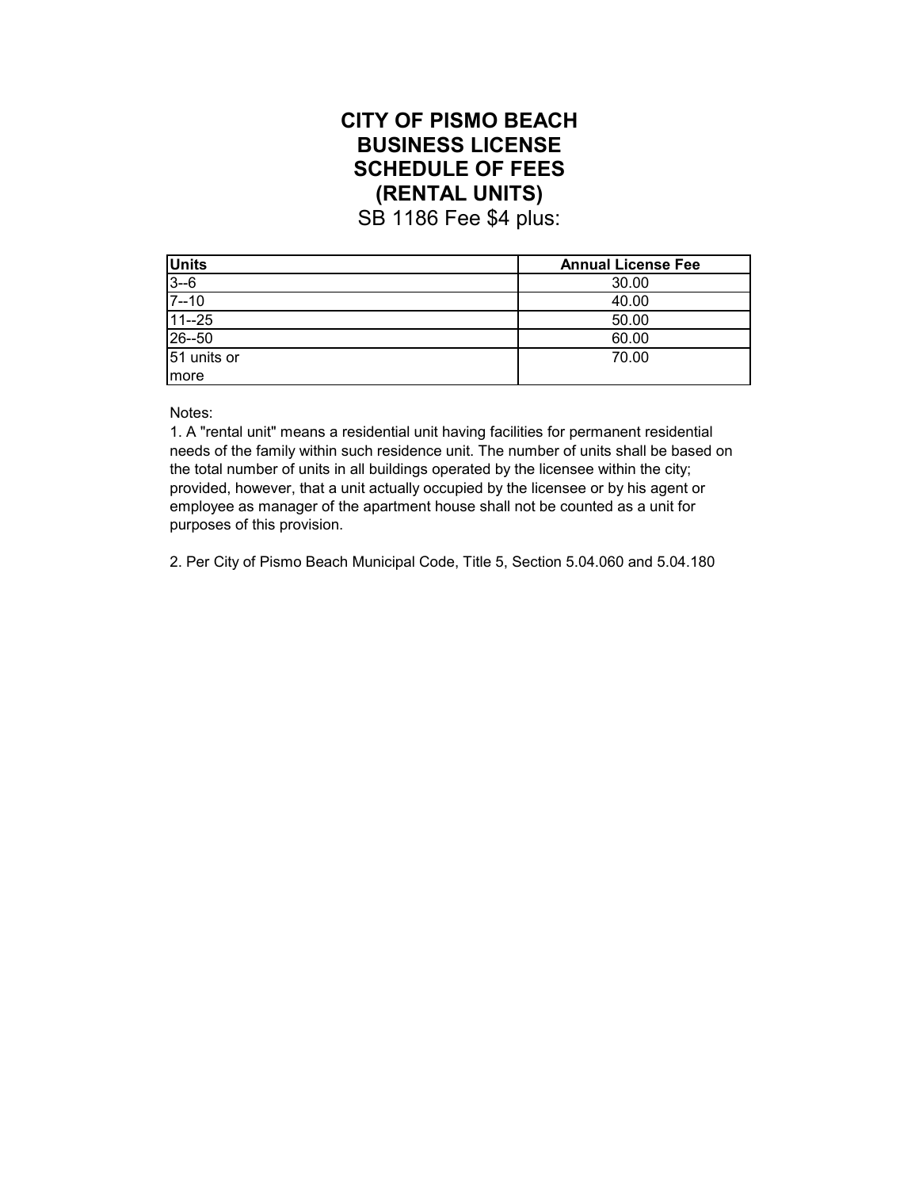# CITY OF PISMO BEACH
# BUSINESS LICENSE
# SCHEDULE OF FEES
# (RENTAL UNITS)

SB 1186 Fee $4 plus:

| Units | Annual License Fee |
|---|---|
| 3--6 | 30.00 |
| 7--10 | 40.00 |
| 11--25 | 50.00 |
| 26--50 | 60.00 |
| 51 units or more | 70.00 |

Notes:

1. A "rental unit" means a residential unit having facilities for permanent residential needs of the family within such residence unit. The number of units shall be based on the total number of units in all buildings operated by the licensee within the city; provided, however, that a unit actually occupied by the licensee or by his agent or employee as manager of the apartment house shall not be counted as a unit for purposes of this provision.

2. Per City of Pismo Beach Municipal Code, Title 5, Section 5.04.060 and 5.04.180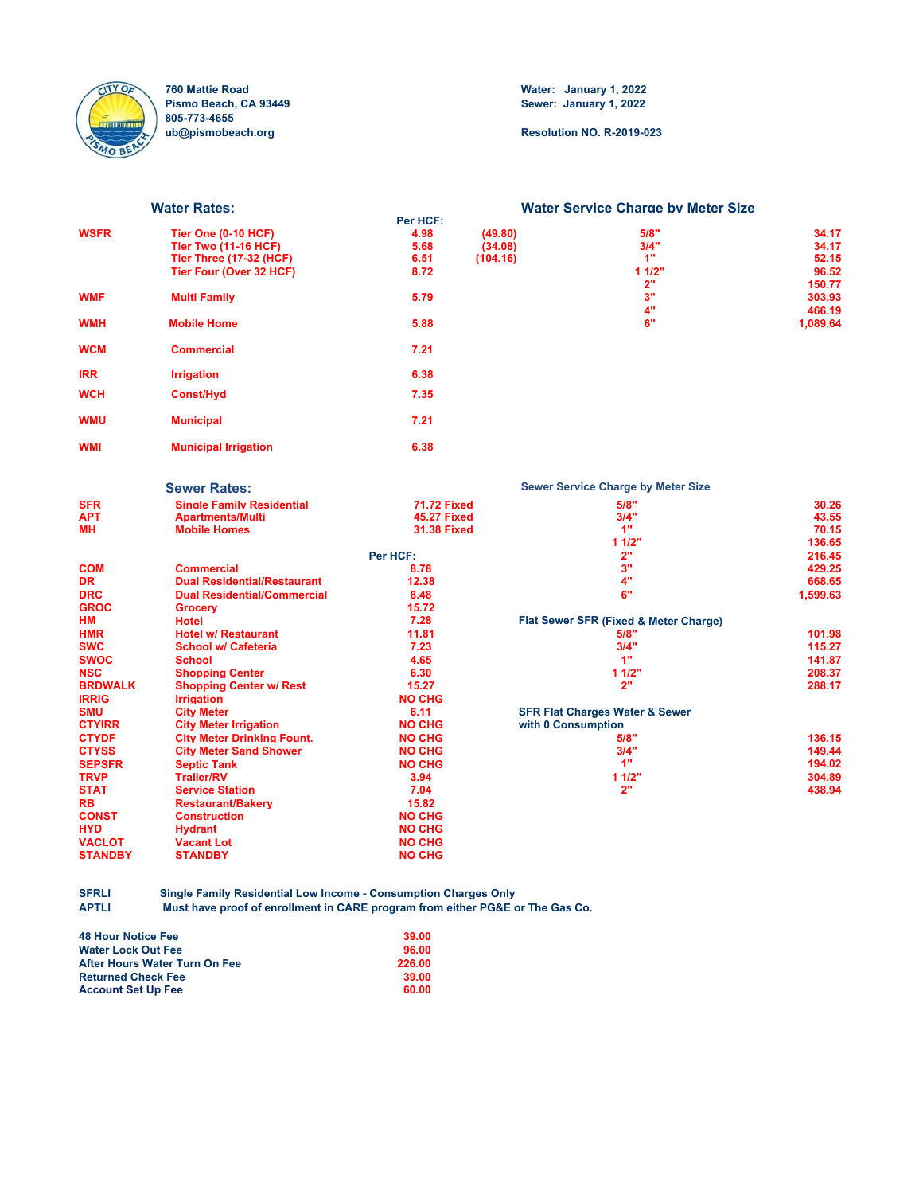760 Mattie Road
Pismo Beach, CA 93449
805-773-4655
ub@pismobeach.org

Water: January 1, 2022
Sewer: January 1, 2022

Resolution NO. R-2019-023

## Water Rates:

| Code | Description | Per HCF: | |
|---|---|---|---|
| WSFR | Tier One (0-10 HCF) | 4.98 | (49.80) |
| | Tier Two (11-16 HCF) | 5.68 | (34.08) |
| | Tier Three (17-32 (HCF) | 6.51 | (104.16) |
| | Tier Four (Over 32 HCF) | 8.72 | |
| WMF | Multi Family | 5.79 | |
| WMH | Mobile Home | 5.88 | |
| WCM | Commercial | 7.21 | |
| IRR | Irrigation | 6.38 | |
| WCH | Const/Hyd | 7.35 | |
| WMU | Municipal | 7.21 | |
| WMI | Municipal Irrigation | 6.38 | |

## Water Service Charge by Meter Size

| Meter Size | Charge |
|---|---|
| 5/8" | 34.17 |
| 3/4" | 34.17 |
| 1" | 52.15 |
| 1 1/2" | 96.52 |
| 2" | 150.77 |
| 3" | 303.93 |
| 4" | 466.19 |
| 6" | 1,089.64 |

## Sewer Rates:

| Code | Description | Rate |
|---|---|---|
| SFR | Single Family Residential | 71.72 Fixed |
| APT | Apartments/Multi | 45.27 Fixed |
| MH | Mobile Homes | 31.38 Fixed |
| | | **Per HCF:** |
| COM | Commercial | 8.78 |
| DR | Dual Residential/Restaurant | 12.38 |
| DRC | Dual Residential/Commercial | 8.48 |
| GROC | Grocery | 15.72 |
| HM | Hotel | 7.28 |
| HMR | Hotel w/ Restaurant | 11.81 |
| SWC | School w/ Cafeteria | 7.23 |
| SWOC | School | 4.65 |
| NSC | Shopping Center | 6.30 |
| BRDWALK | Shopping Center w/ Rest | 15.27 |
| IRRIG | Irrigation | NO CHG |
| SMU | City Meter | 6.11 |
| CTYIRR | City Meter Irrigation | NO CHG |
| CTYDF | City Meter Drinking Fount. | NO CHG |
| CTYSS | City Meter Sand Shower | NO CHG |
| SEPSFR | Septic Tank | NO CHG |
| TRVP | Trailer/RV | 3.94 |
| STAT | Service Station | 7.04 |
| RB | Restaurant/Bakery | 15.82 |
| CONST | Construction | NO CHG |
| HYD | Hydrant | NO CHG |
| VACLOT | Vacant Lot | NO CHG |
| STANDBY | STANDBY | NO CHG |

### Sewer Service Charge by Meter Size

| Meter Size | Charge |
|---|---|
| 5/8" | 30.26 |
| 3/4" | 43.55 |
| 1" | 70.15 |
| 1 1/2" | 136.65 |
| 2" | 216.45 |
| 3" | 429.25 |
| 4" | 668.65 |
| 6" | 1,599.63 |

### Flat Sewer SFR (Fixed & Meter Charge)

| Meter Size | Charge |
|---|---|
| 5/8" | 101.98 |
| 3/4" | 115.27 |
| 1" | 141.87 |
| 1 1/2" | 208.37 |
| 2" | 288.17 |

### SFR Flat Charges Water & Sewer with 0 Consumption

| Meter Size | Charge |
|---|---|
| 5/8" | 136.15 |
| 3/4" | 149.44 |
| 1" | 194.02 |
| 1 1/2" | 304.89 |
| 2" | 438.94 |

SFRLI Single Family Residential Low Income - Consumption Charges Only
APTLI Must have proof of enrollment in CARE program from either PG&E or The Gas Co.

| Fee | Amount |
|---|---|
| 48 Hour Notice Fee | 39.00 |
| Water Lock Out Fee | 96.00 |
| After Hours Water Turn On Fee | 226.00 |
| Returned Check Fee | 39.00 |
| Account Set Up Fee | 60.00 |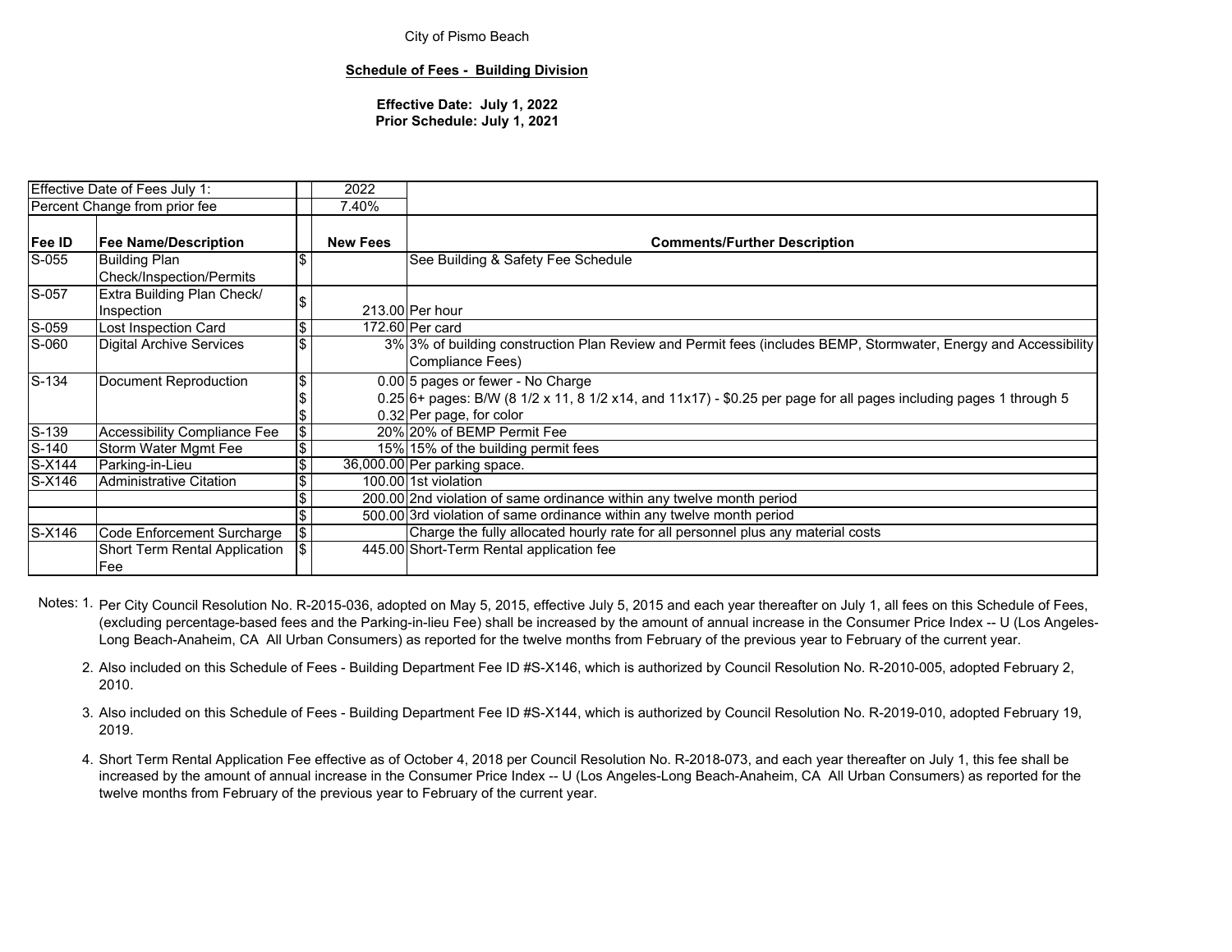City of Pismo Beach

**Schedule of Fees - Building Division**

**Effective Date: July 1, 2022**
**Prior Schedule: July 1, 2021**

| Effective Date of Fees July 1: | | | 2022 | |
|---|---|---|---|---|
| Percent Change from prior fee | | | 7.40% | |
| **Fee ID** | **Fee Name/Description** | | **New Fees** | **Comments/Further Description** |
| S-055 | Building Plan Check/Inspection/Permits | $ | | See Building & Safety Fee Schedule |
| S-057 | Extra Building Plan Check/ Inspection | $ | 213.00 | Per hour |
| S-059 | Lost Inspection Card | $ | 172.60 | Per card |
| S-060 | Digital Archive Services | $ | 3% | 3% of building construction Plan Review and Permit fees (includes BEMP, Stormwater, Energy and Accessibility Compliance Fees) |
| S-134 | Document Reproduction | $ | 0.00 | 5 pages or fewer - No Charge |
| | | $ | 0.25 | 6+ pages: B/W (8 1/2 x 11, 8 1/2 x14, and 11x17) - $0.25 per page for all pages including pages 1 through 5 |
| | | $ | 0.32 | Per page, for color |
| S-139 | Accessibility Compliance Fee | $ | 20% | 20% of BEMP Permit Fee |
| S-140 | Storm Water Mgmt Fee | $ | 15% | 15% of the building permit fees |
| S-X144 | Parking-in-Lieu | $ | 36,000.00 | Per parking space. |
| S-X146 | Administrative Citation | $ | 100.00 | 1st violation |
| | | $ | 200.00 | 2nd violation of same ordinance within any twelve month period |
| | | $ | 500.00 | 3rd violation of same ordinance within any twelve month period |
| S-X146 | Code Enforcement Surcharge | $ | | Charge the fully allocated hourly rate for all personnel plus any material costs |
| | Short Term Rental Application Fee | $ | 445.00 | Short-Term Rental application fee |

Notes:
1. Per City Council Resolution No. R-2015-036, adopted on May 5, 2015, effective July 5, 2015 and each year thereafter on July 1, all fees on this Schedule of Fees, (excluding percentage-based fees and the Parking-in-lieu Fee) shall be increased by the amount of annual increase in the Consumer Price Index -- U (Los Angeles-Long Beach-Anaheim, CA All Urban Consumers) as reported for the twelve months from February of the previous year to February of the current year.

2. Also included on this Schedule of Fees - Building Department Fee ID #S-X146, which is authorized by Council Resolution No. R-2010-005, adopted February 2, 2010.

3. Also included on this Schedule of Fees - Building Department Fee ID #S-X144, which is authorized by Council Resolution No. R-2019-010, adopted February 19, 2019.

4. Short Term Rental Application Fee effective as of October 4, 2018 per Council Resolution No. R-2018-073, and each year thereafter on July 1, this fee shall be increased by the amount of annual increase in the Consumer Price Index -- U (Los Angeles-Long Beach-Anaheim, CA All Urban Consumers) as reported for the twelve months from February of the previous year to February of the current year.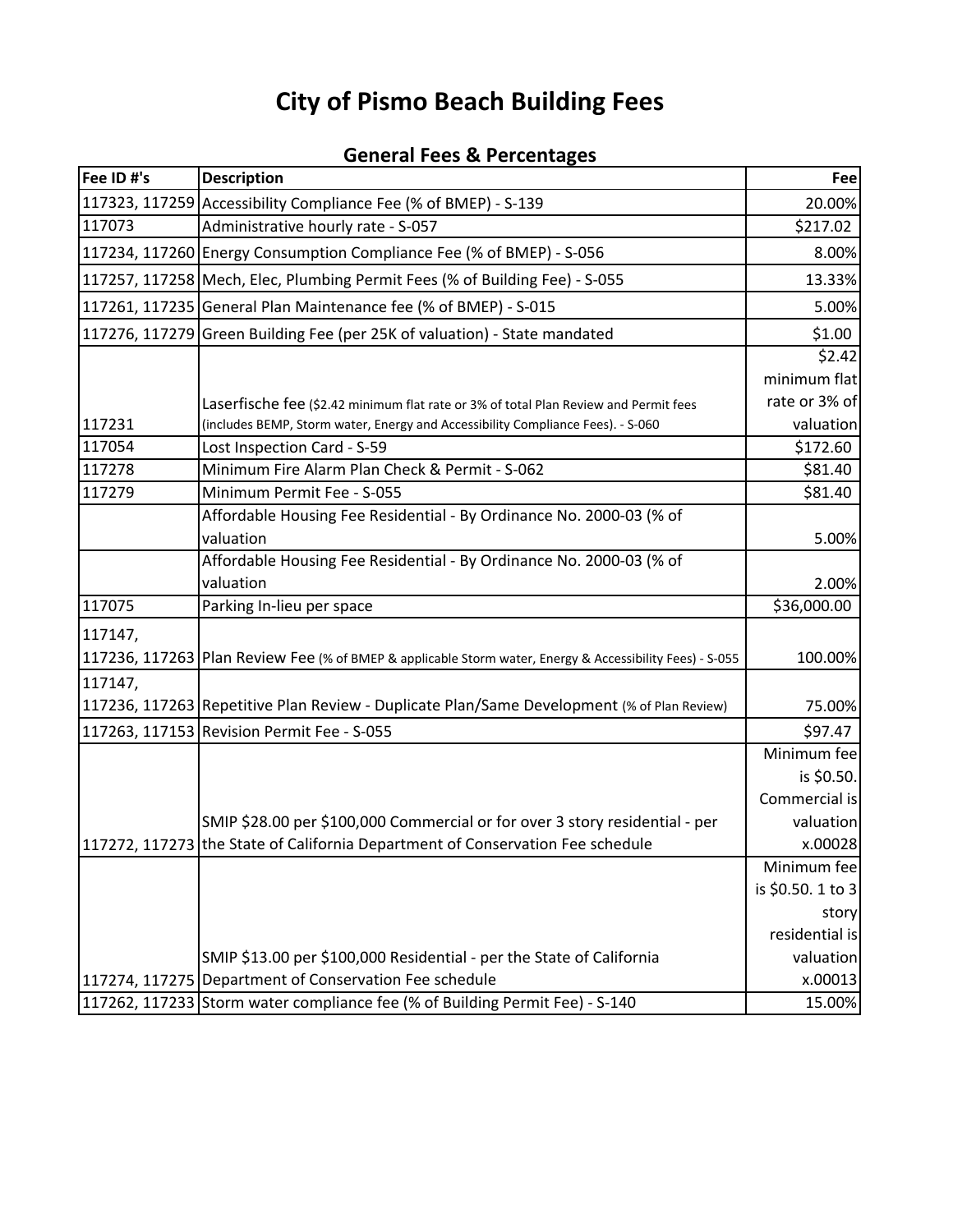# City of Pismo Beach Building Fees

## General Fees & Percentages

| Fee ID #'s | Description | Fee |
|---|---|---|
| 117323, 117259 | Accessibility Compliance Fee (% of BMEP) - S-139 | 20.00% |
| 117073 | Administrative hourly rate - S-057 | $217.02 |
| 117234, 117260 | Energy Consumption Compliance Fee (% of BMEP) - S-056 | 8.00% |
| 117257, 117258 | Mech, Elec, Plumbing Permit Fees (% of Building Fee) - S-055 | 13.33% |
| 117261, 117235 | General Plan Maintenance fee (% of BMEP) - S-015 | 5.00% |
| 117276, 117279 | Green Building Fee (per 25K of valuation) - State mandated | $1.00 |
| 117231 | Laserfische fee ($2.42 minimum flat rate or 3% of total Plan Review and Permit fees (includes BEMP, Storm water, Energy and Accessibility Compliance Fees). - S-060 | $2.42 minimum flat rate or 3% of valuation |
| 117054 | Lost Inspection Card - S-59 | $172.60 |
| 117278 | Minimum Fire Alarm Plan Check & Permit - S-062 | $81.40 |
| 117279 | Minimum Permit Fee - S-055 | $81.40 |
| | Affordable Housing Fee Residential - By Ordinance No. 2000-03 (% of valuation | 5.00% |
| | Affordable Housing Fee Residential - By Ordinance No. 2000-03 (% of valuation | 2.00% |
| 117075 | Parking In-lieu per space | $36,000.00 |
| 117147, 117236, 117263 | Plan Review Fee (% of BMEP & applicable Storm water, Energy & Accessibility Fees) - S-055 | 100.00% |
| 117147, 117236, 117263 | Repetitive Plan Review - Duplicate Plan/Same Development (% of Plan Review) | 75.00% |
| 117263, 117153 | Revision Permit Fee - S-055 | $97.47 |
| 117272, 117273 | SMIP $28.00 per $100,000 Commercial or for over 3 story residential - per the State of California Department of Conservation Fee schedule | Minimum fee is $0.50. Commercial is valuation x.00028 |
| 117274, 117275 | SMIP $13.00 per $100,000 Residential - per the State of California Department of Conservation Fee schedule | Minimum fee is $0.50. 1 to 3 story residential is valuation x.00013 |
| 117262, 117233 | Storm water compliance fee (% of Building Permit Fee) - S-140 | 15.00% |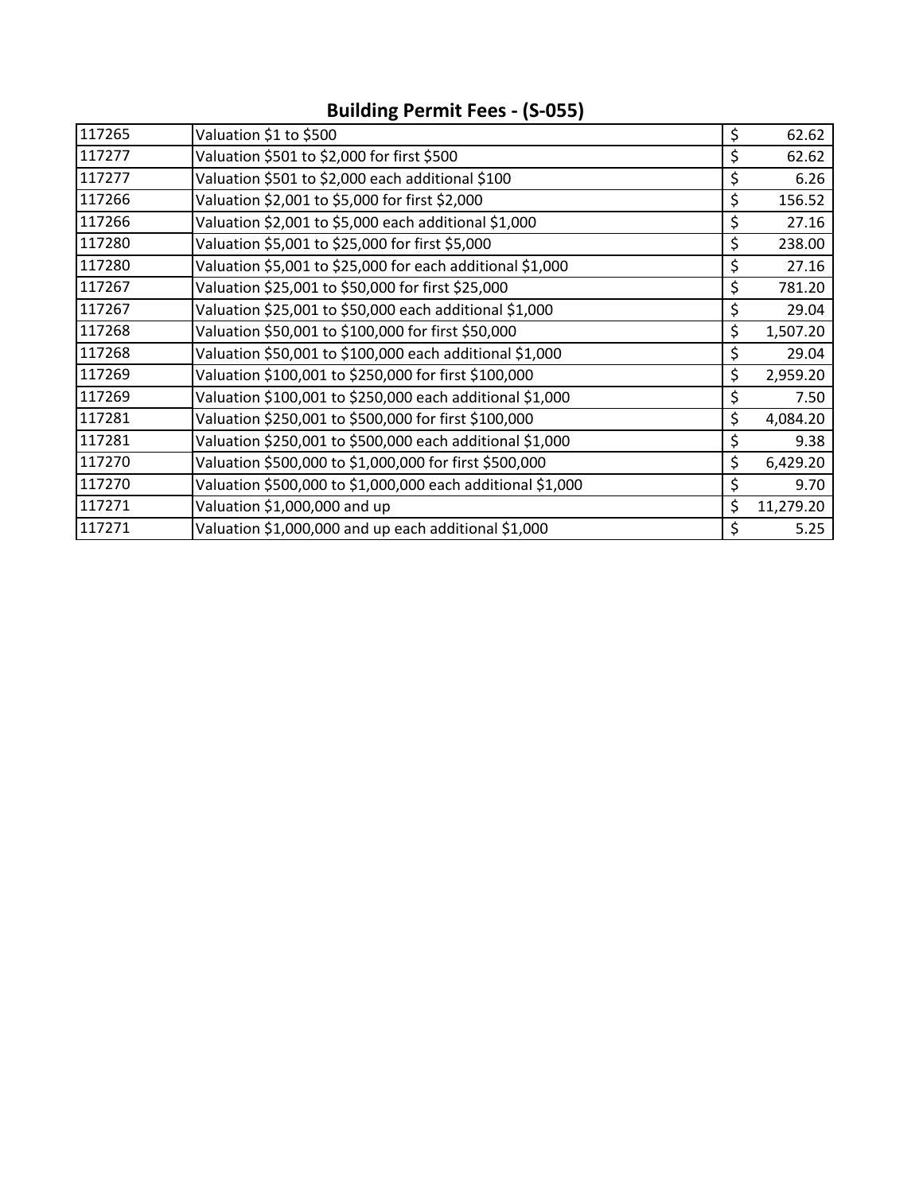## Building Permit Fees - (S-055)

| | | |
|---|---|---|
| 117265 | Valuation $1 to $500 | $ 62.62 |
| 117277 | Valuation $501 to $2,000 for first $500 | $ 62.62 |
| 117277 | Valuation $501 to $2,000 each additional $100 | $ 6.26 |
| 117266 | Valuation $2,001 to $5,000 for first $2,000 | $ 156.52 |
| 117266 | Valuation $2,001 to $5,000 each additional $1,000 | $ 27.16 |
| 117280 | Valuation $5,001 to $25,000 for first $5,000 | $ 238.00 |
| 117280 | Valuation $5,001 to $25,000 for each additional $1,000 | $ 27.16 |
| 117267 | Valuation $25,001 to $50,000 for first $25,000 | $ 781.20 |
| 117267 | Valuation $25,001 to $50,000 each additional $1,000 | $ 29.04 |
| 117268 | Valuation $50,001 to $100,000 for first $50,000 | $ 1,507.20 |
| 117268 | Valuation $50,001 to $100,000 each additional $1,000 | $ 29.04 |
| 117269 | Valuation $100,001 to $250,000 for first $100,000 | $ 2,959.20 |
| 117269 | Valuation $100,001 to $250,000 each additional $1,000 | $ 7.50 |
| 117281 | Valuation $250,001 to $500,000 for first $100,000 | $ 4,084.20 |
| 117281 | Valuation $250,001 to $500,000 each additional $1,000 | $ 9.38 |
| 117270 | Valuation $500,000 to $1,000,000 for first $500,000 | $ 6,429.20 |
| 117270 | Valuation $500,000 to $1,000,000 each additional $1,000 | $ 9.70 |
| 117271 | Valuation $1,000,000 and up | $ 11,279.20 |
| 117271 | Valuation $1,000,000 and up each additional $1,000 | $ 5.25 |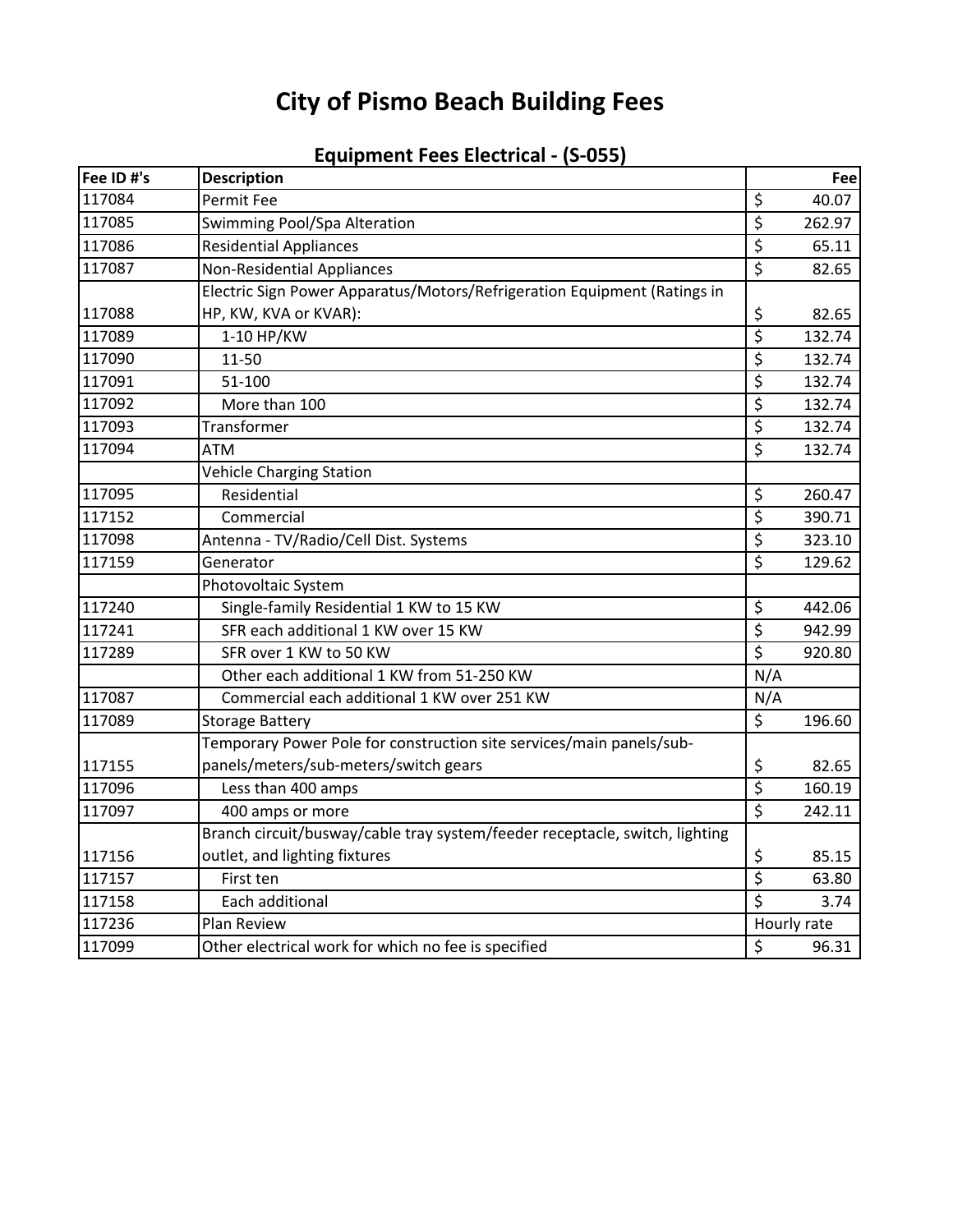# City of Pismo Beach Building Fees

## Equipment Fees Electrical - (S-055)

| Fee ID #'s | Description | Fee |
|---|---|---|
| 117084 | Permit Fee | $ 40.07 |
| 117085 | Swimming Pool/Spa Alteration | $ 262.97 |
| 117086 | Residential Appliances | $ 65.11 |
| 117087 | Non-Residential Appliances | $ 82.65 |
| 117088 | Electric Sign Power Apparatus/Motors/Refrigeration Equipment (Ratings in HP, KW, KVA or KVAR): | $ 82.65 |
| 117089 | 1-10 HP/KW | $ 132.74 |
| 117090 | 11-50 | $ 132.74 |
| 117091 | 51-100 | $ 132.74 |
| 117092 | More than 100 | $ 132.74 |
| 117093 | Transformer | $ 132.74 |
| 117094 | ATM | $ 132.74 |
| | Vehicle Charging Station | |
| 117095 | Residential | $ 260.47 |
| 117152 | Commercial | $ 390.71 |
| 117098 | Antenna - TV/Radio/Cell Dist. Systems | $ 323.10 |
| 117159 | Generator | $ 129.62 |
| | Photovoltaic System | |
| 117240 | Single-family Residential 1 KW to 15 KW | $ 442.06 |
| 117241 | SFR each additional 1 KW over 15 KW | $ 942.99 |
| 117289 | SFR over 1 KW to 50 KW | $ 920.80 |
| | Other each additional 1 KW from 51-250 KW | N/A |
| 117087 | Commercial each additional 1 KW over 251 KW | N/A |
| 117089 | Storage Battery | $ 196.60 |
| 117155 | Temporary Power Pole for construction site services/main panels/sub-panels/meters/sub-meters/switch gears | $ 82.65 |
| 117096 | Less than 400 amps | $ 160.19 |
| 117097 | 400 amps or more | $ 242.11 |
| 117156 | Branch circuit/busway/cable tray system/feeder receptacle, switch, lighting outlet, and lighting fixtures | $ 85.15 |
| 117157 | First ten | $ 63.80 |
| 117158 | Each additional | $ 3.74 |
| 117236 | Plan Review | Hourly rate |
| 117099 | Other electrical work for which no fee is specified | $ 96.31 |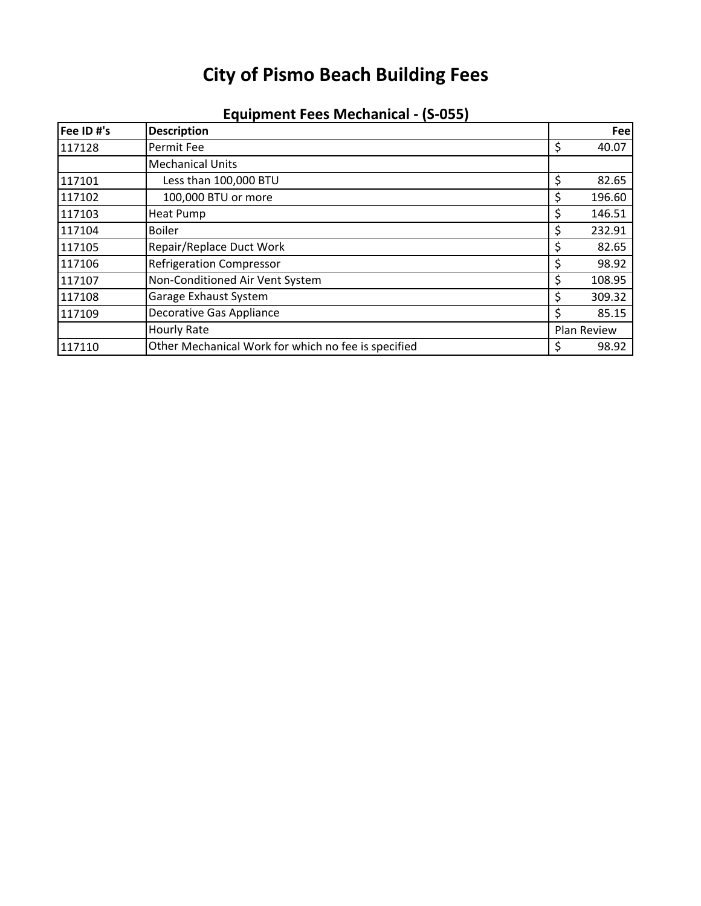# City of Pismo Beach Building Fees

## Equipment Fees Mechanical - (S-055)

| Fee ID #'s | Description | Fee |
|---|---|---|
| 117128 | Permit Fee | $ 40.07 |
| | Mechanical Units | |
| 117101 | Less than 100,000 BTU | $ 82.65 |
| 117102 | 100,000 BTU or more | $ 196.60 |
| 117103 | Heat Pump | $ 146.51 |
| 117104 | Boiler | $ 232.91 |
| 117105 | Repair/Replace Duct Work | $ 82.65 |
| 117106 | Refrigeration Compressor | $ 98.92 |
| 117107 | Non-Conditioned Air Vent System | $ 108.95 |
| 117108 | Garage Exhaust System | $ 309.32 |
| 117109 | Decorative Gas Appliance | $ 85.15 |
| | Hourly Rate | Plan Review |
| 117110 | Other Mechanical Work for which no fee is specified | $ 98.92 |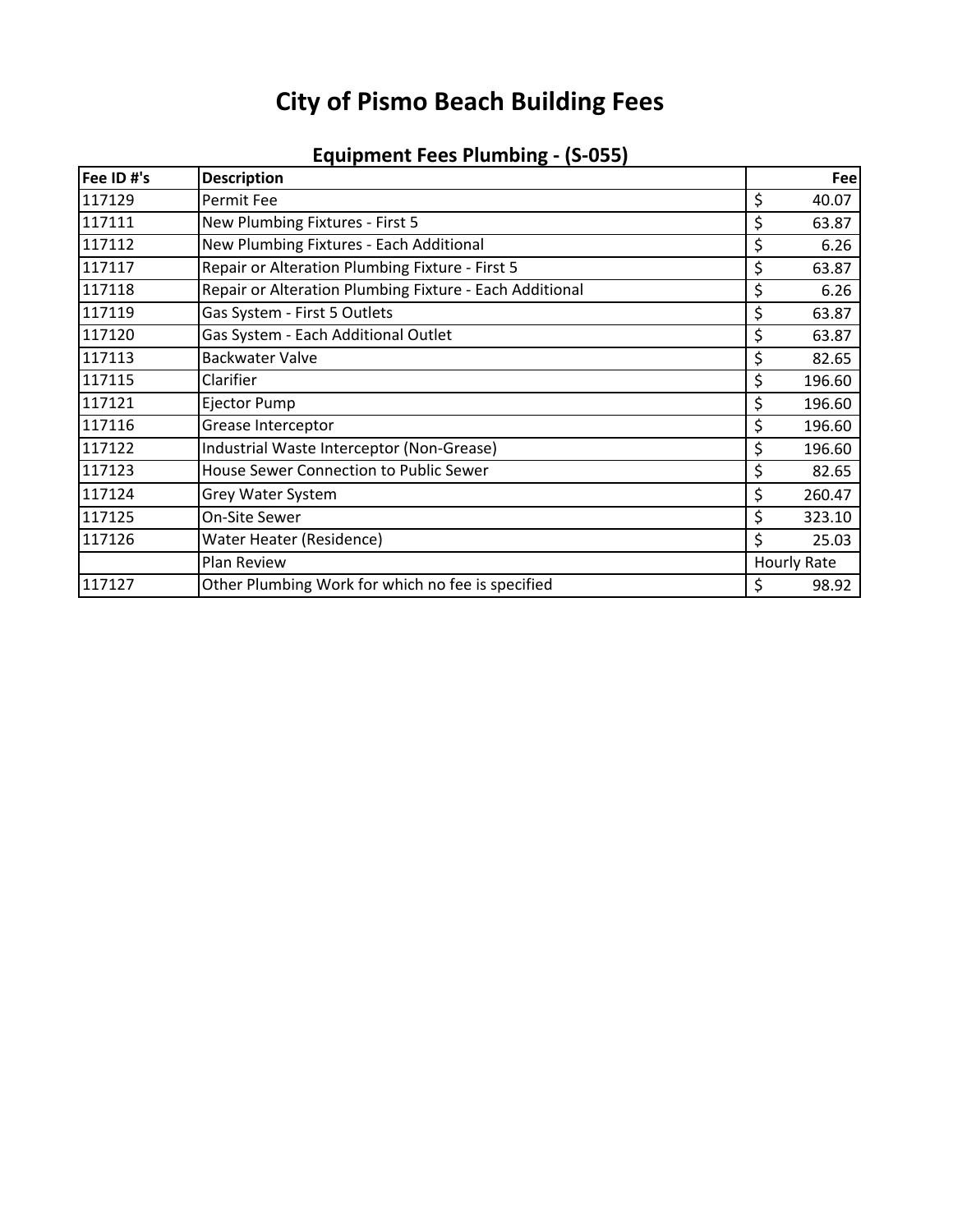# City of Pismo Beach Building Fees

## Equipment Fees Plumbing - (S-055)

| Fee ID #'s | Description | Fee |
|---|---|---|
| 117129 | Permit Fee | $ 40.07 |
| 117111 | New Plumbing Fixtures - First 5 | $ 63.87 |
| 117112 | New Plumbing Fixtures - Each Additional | $ 6.26 |
| 117117 | Repair or Alteration Plumbing Fixture - First 5 | $ 63.87 |
| 117118 | Repair or Alteration Plumbing Fixture - Each Additional | $ 6.26 |
| 117119 | Gas System - First 5 Outlets | $ 63.87 |
| 117120 | Gas System - Each Additional Outlet | $ 63.87 |
| 117113 | Backwater Valve | $ 82.65 |
| 117115 | Clarifier | $ 196.60 |
| 117121 | Ejector Pump | $ 196.60 |
| 117116 | Grease Interceptor | $ 196.60 |
| 117122 | Industrial Waste Interceptor (Non-Grease) | $ 196.60 |
| 117123 | House Sewer Connection to Public Sewer | $ 82.65 |
| 117124 | Grey Water System | $ 260.47 |
| 117125 | On-Site Sewer | $ 323.10 |
| 117126 | Water Heater (Residence) | $ 25.03 |
| | Plan Review | Hourly Rate |
| 117127 | Other Plumbing Work for which no fee is specified | $ 98.92 |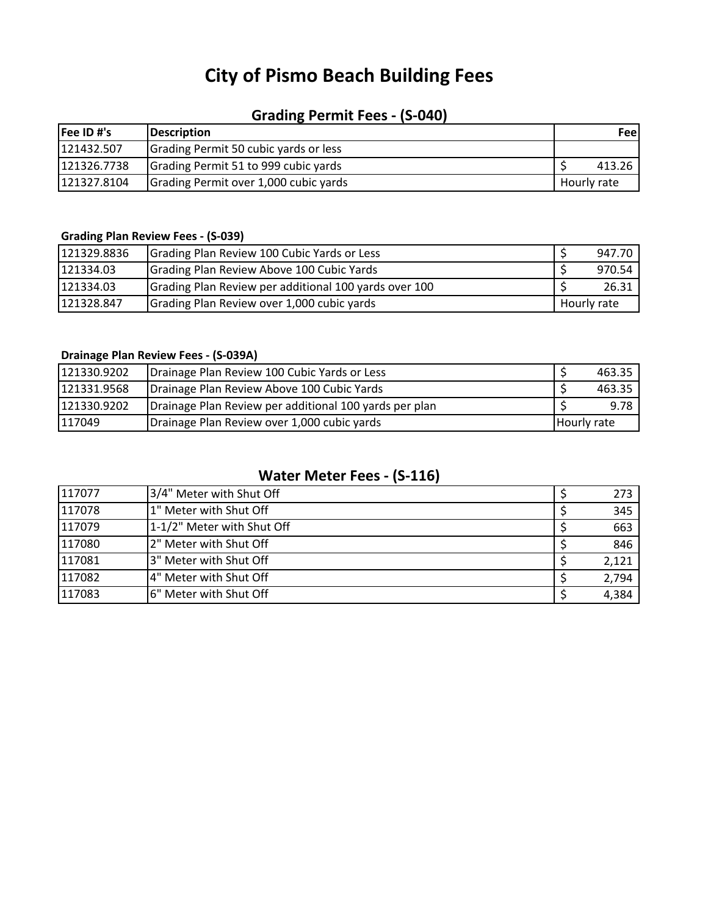# City of Pismo Beach Building Fees

## Grading Permit Fees - (S-040)

| Fee ID #'s | Description | Fee |
|---|---|---|
| 121432.507 | Grading Permit 50 cubic yards or less | |
| 121326.7738 | Grading Permit 51 to 999 cubic yards | $ 413.26 |
| 121327.8104 | Grading Permit over 1,000 cubic yards | Hourly rate |

### Grading Plan Review Fees - (S-039)

| | | |
|---|---|---|
| 121329.8836 | Grading Plan Review 100 Cubic Yards or Less | $ 947.70 |
| 121334.03 | Grading Plan Review Above 100 Cubic Yards | $ 970.54 |
| 121334.03 | Grading Plan Review per additional 100 yards over 100 | $ 26.31 |
| 121328.847 | Grading Plan Review over 1,000 cubic yards | Hourly rate |

### Drainage Plan Review Fees - (S-039A)

| | | |
|---|---|---|
| 121330.9202 | Drainage Plan Review 100 Cubic Yards or Less | $ 463.35 |
| 121331.9568 | Drainage Plan Review Above 100 Cubic Yards | $ 463.35 |
| 121330.9202 | Drainage Plan Review per additional 100 yards per plan | $ 9.78 |
| 117049 | Drainage Plan Review over 1,000 cubic yards | Hourly rate |

## Water Meter Fees - (S-116)

| | | |
|---|---|---|
| 117077 | 3/4" Meter with Shut Off | $ 273 |
| 117078 | 1" Meter with Shut Off | $ 345 |
| 117079 | 1-1/2" Meter with Shut Off | $ 663 |
| 117080 | 2" Meter with Shut Off | $ 846 |
| 117081 | 3" Meter with Shut Off | $ 2,121 |
| 117082 | 4" Meter with Shut Off | $ 2,794 |
| 117083 | 6" Meter with Shut Off | $ 4,384 |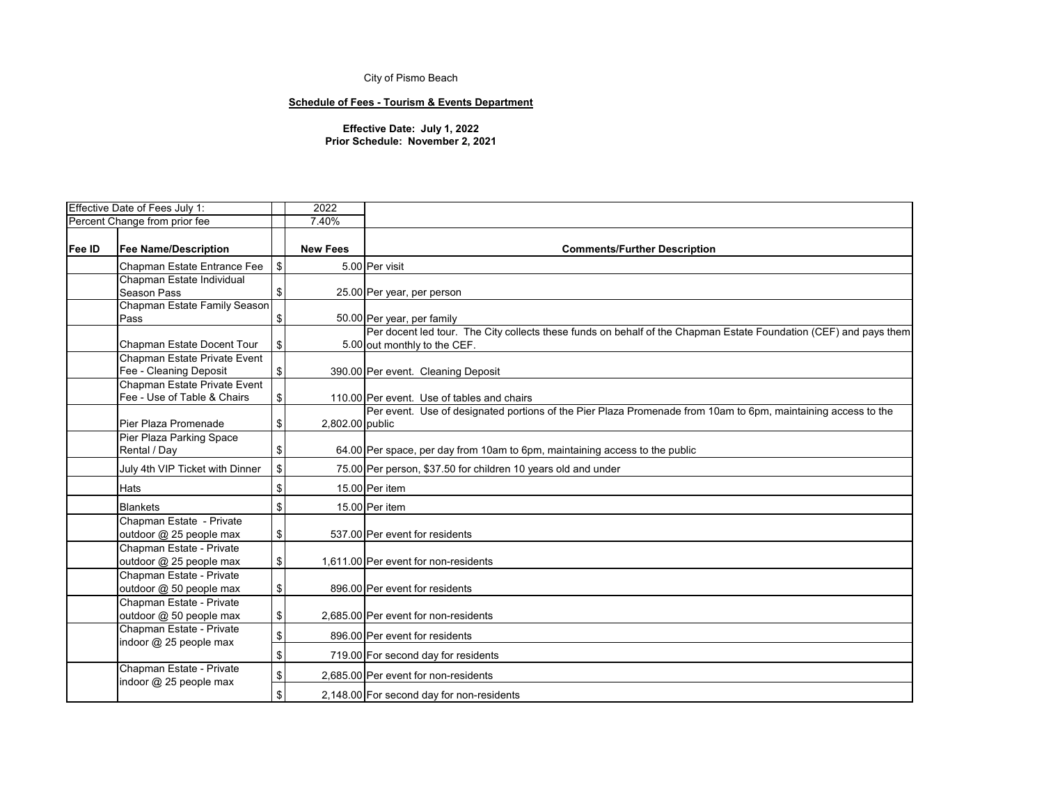City of Pismo Beach

**Schedule of Fees - Tourism & Events Department**

**Effective Date: July 1, 2022**
**Prior Schedule: November 2, 2021**

| Effective Date of Fees July 1: | | | 2022 | |
|---|---|---|---|---|
| Percent Change from prior fee | | | 7.40% | |
| **Fee ID** | **Fee Name/Description** | | **New Fees** | **Comments/Further Description** |
| | Chapman Estate Entrance Fee | $ | 5.00 | Per visit |
| | Chapman Estate Individual Season Pass | $ | 25.00 | Per year, per person |
| | Chapman Estate Family Season Pass | $ | 50.00 | Per year, per family |
| | Chapman Estate Docent Tour | $ | 5.00 | Per docent led tour. The City collects these funds on behalf of the Chapman Estate Foundation (CEF) and pays them out monthly to the CEF. |
| | Chapman Estate Private Event Fee - Cleaning Deposit | $ | 390.00 | Per event. Cleaning Deposit |
| | Chapman Estate Private Event Fee - Use of Table & Chairs | $ | 110.00 | Per event. Use of tables and chairs |
| | Pier Plaza Promenade | $ | 2,802.00 | Per event. Use of designated portions of the Pier Plaza Promenade from 10am to 6pm, maintaining access to the public |
| | Pier Plaza Parking Space Rental / Day | $ | 64.00 | Per space, per day from 10am to 6pm, maintaining access to the public |
| | July 4th VIP Ticket with Dinner | $ | 75.00 | Per person, $37.50 for children 10 years old and under |
| | Hats | $ | 15.00 | Per item |
| | Blankets | $ | 15.00 | Per item |
| | Chapman Estate - Private outdoor @ 25 people max | $ | 537.00 | Per event for residents |
| | Chapman Estate - Private outdoor @ 25 people max | $ | 1,611.00 | Per event for non-residents |
| | Chapman Estate - Private outdoor @ 50 people max | $ | 896.00 | Per event for residents |
| | Chapman Estate - Private outdoor @ 50 people max | $ | 2,685.00 | Per event for non-residents |
| | Chapman Estate - Private indoor @ 25 people max | $ | 896.00 | Per event for residents |
| | | $ | 719.00 | For second day for residents |
| | Chapman Estate - Private indoor @ 25 people max | $ | 2,685.00 | Per event for non-residents |
| | | $ | 2,148.00 | For second day for non-residents |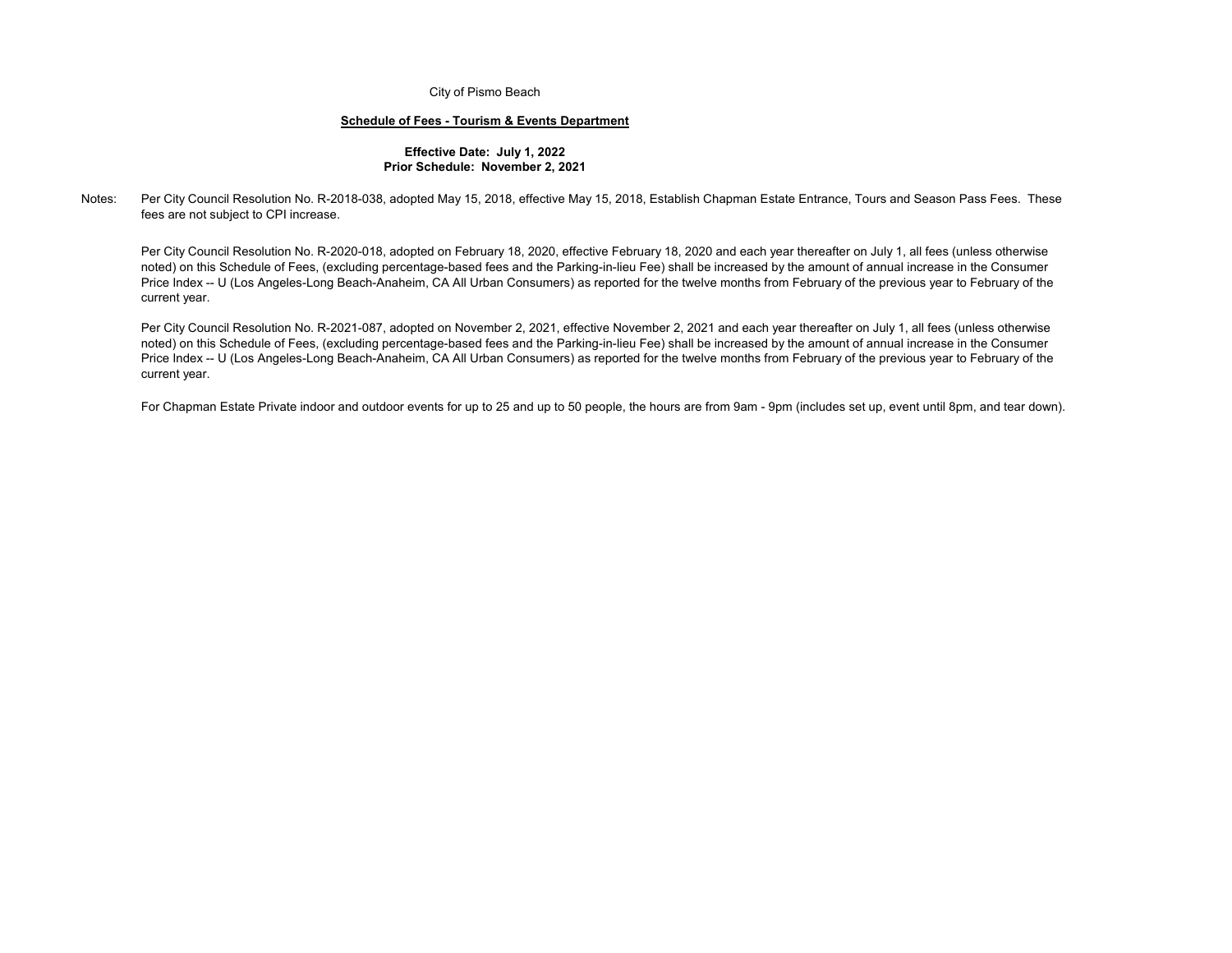City of Pismo Beach

## Schedule of Fees - Tourism & Events Department

**Effective Date: July 1, 2022**
**Prior Schedule: November 2, 2021**

Notes: Per City Council Resolution No. R-2018-038, adopted May 15, 2018, effective May 15, 2018, Establish Chapman Estate Entrance, Tours and Season Pass Fees. These fees are not subject to CPI increase.

Per City Council Resolution No. R-2020-018, adopted on February 18, 2020, effective February 18, 2020 and each year thereafter on July 1, all fees (unless otherwise noted) on this Schedule of Fees, (excluding percentage-based fees and the Parking-in-lieu Fee) shall be increased by the amount of annual increase in the Consumer Price Index -- U (Los Angeles-Long Beach-Anaheim, CA All Urban Consumers) as reported for the twelve months from February of the previous year to February of the current year.

Per City Council Resolution No. R-2021-087, adopted on November 2, 2021, effective November 2, 2021 and each year thereafter on July 1, all fees (unless otherwise noted) on this Schedule of Fees, (excluding percentage-based fees and the Parking-in-lieu Fee) shall be increased by the amount of annual increase in the Consumer Price Index -- U (Los Angeles-Long Beach-Anaheim, CA All Urban Consumers) as reported for the twelve months from February of the previous year to February of the current year.

For Chapman Estate Private indoor and outdoor events for up to 25 and up to 50 people, the hours are from 9am - 9pm (includes set up, event until 8pm, and tear down).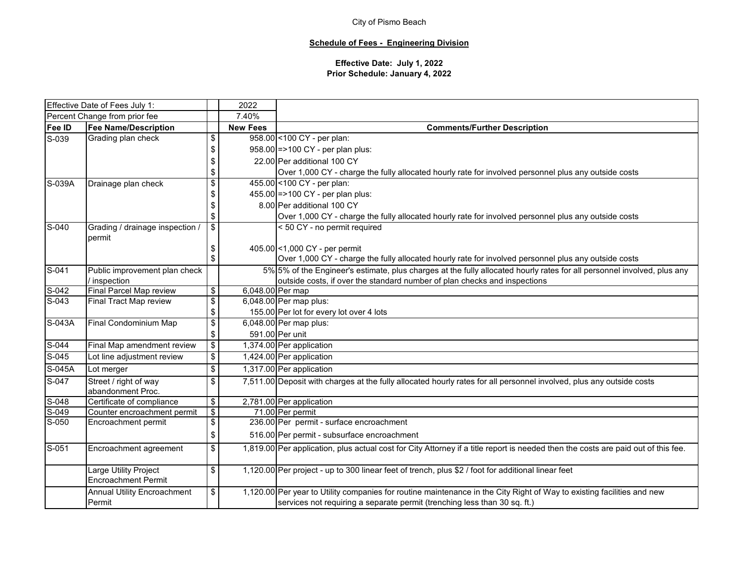City of Pismo Beach

**Schedule of Fees - Engineering Division**

**Effective Date: July 1, 2022**
**Prior Schedule: January 4, 2022**

| Effective Date of Fees July 1: | | | 2022 | |
|---|---|---|---|---|
| Percent Change from prior fee | | | 7.40% | |
| **Fee ID** | **Fee Name/Description** | | **New Fees** | **Comments/Further Description** |
| S-039 | Grading plan check | $ | 958.00 | <100 CY - per plan: |
| | | $ | 958.00 | =>100 CY - per plan plus: |
| | | $ | 22.00 | Per additional 100 CY |
| | | $ | | Over 1,000 CY - charge the fully allocated hourly rate for involved personnel plus any outside costs |
| S-039A | Drainage plan check | $ | 455.00 | <100 CY - per plan: |
| | | $ | 455.00 | =>100 CY - per plan plus: |
| | | $ | 8.00 | Per additional 100 CY |
| | | $ | | Over 1,000 CY - charge the fully allocated hourly rate for involved personnel plus any outside costs |
| S-040 | Grading / drainage inspection / permit | $ | | < 50 CY - no permit required |
| | | $ | 405.00 | <1,000 CY - per permit |
| | | $ | | Over 1,000 CY - charge the fully allocated hourly rate for involved personnel plus any outside costs |
| S-041 | Public improvement plan check / inspection | | 5% | 5% of the Engineer's estimate, plus charges at the fully allocated hourly rates for all personnel involved, plus any outside costs, if over the standard number of plan checks and inspections |
| S-042 | Final Parcel Map review | $ | 6,048.00 | Per map |
| S-043 | Final Tract Map review | $ | 6,048.00 | Per map plus: |
| | | $ | 155.00 | Per lot for every lot over 4 lots |
| S-043A | Final Condominium Map | $ | 6,048.00 | Per map plus: |
| | | $ | 591.00 | Per unit |
| S-044 | Final Map amendment review | $ | 1,374.00 | Per application |
| S-045 | Lot line adjustment review | $ | 1,424.00 | Per application |
| S-045A | Lot merger | $ | 1,317.00 | Per application |
| S-047 | Street / right of way abandonment Proc. | $ | 7,511.00 | Deposit with charges at the fully allocated hourly rates for all personnel involved, plus any outside costs |
| S-048 | Certificate of compliance | $ | 2,781.00 | Per application |
| S-049 | Counter encroachment permit | $ | 71.00 | Per permit |
| S-050 | Encroachment permit | $ | 236.00 | Per permit - surface encroachment |
| | | $ | 516.00 | Per permit - subsurface encroachment |
| S-051 | Encroachment agreement | $ | 1,819.00 | Per application, plus actual cost for City Attorney if a title report is needed then the costs are paid out of this fee. |
| | Large Utility Project Encroachment Permit | $ | 1,120.00 | Per project - up to 300 linear feet of trench, plus $2 / foot for additional linear feet |
| | Annual Utility Encroachment Permit | $ | 1,120.00 | Per year to Utility companies for routine maintenance in the City Right of Way to existing facilities and new services not requiring a separate permit (trenching less than 30 sq. ft.) |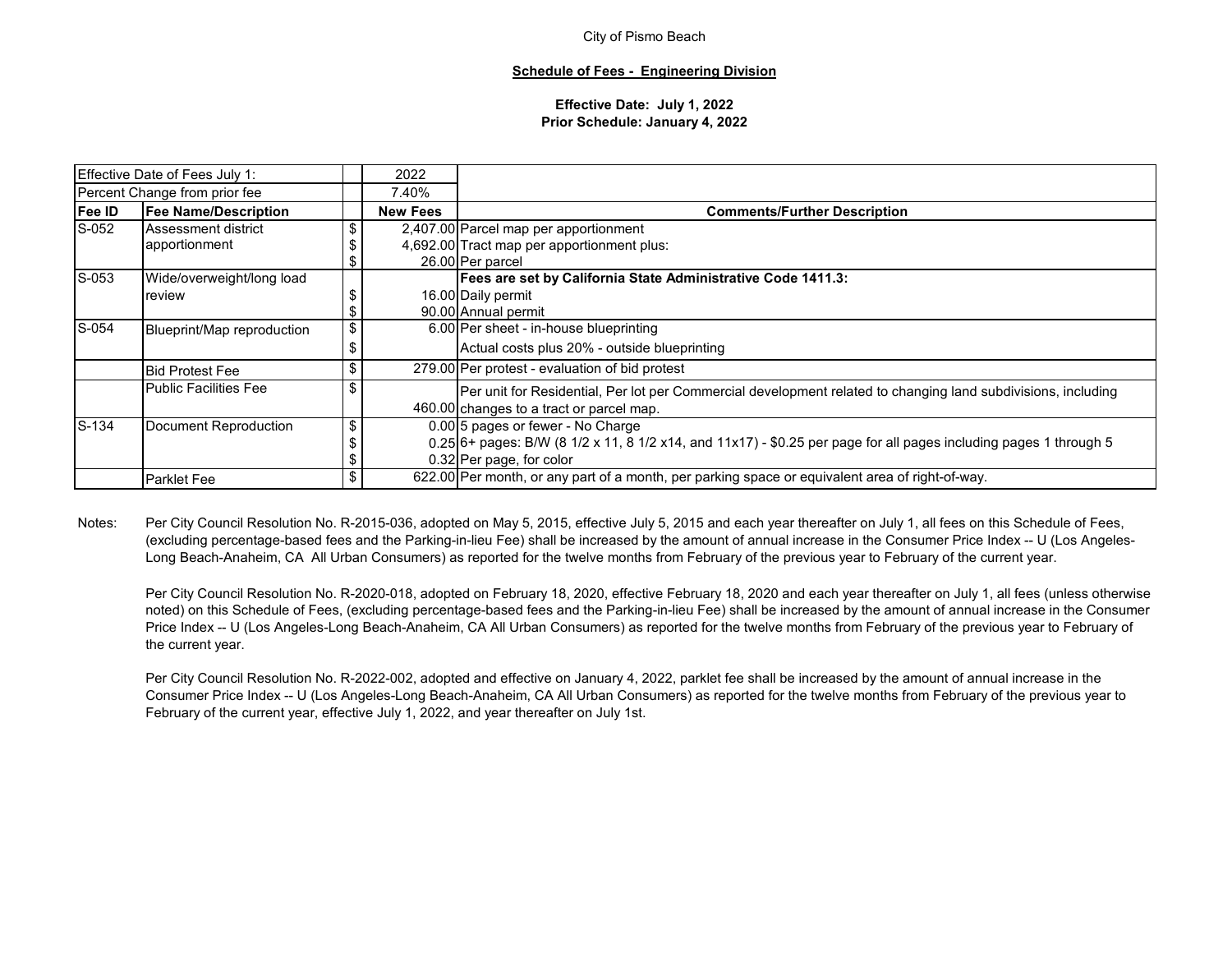City of Pismo Beach

**Schedule of Fees - Engineering Division**

**Effective Date: July 1, 2022**
**Prior Schedule: January 4, 2022**

| Effective Date of Fees July 1: | | | 2022 | |
|---|---|---|---|---|
| Percent Change from prior fee | | | 7.40% | |
| **Fee ID** | **Fee Name/Description** | | **New Fees** | **Comments/Further Description** |
| S-052 | Assessment district apportionment | $ | 2,407.00 | Parcel map per apportionment |
| | | $ | 4,692.00 | Tract map per apportionment plus: |
| | | $ | 26.00 | Per parcel |
| S-053 | Wide/overweight/long load review | | | **Fees are set by California State Administrative Code 1411.3:** |
| | | $ | 16.00 | Daily permit |
| | | $ | 90.00 | Annual permit |
| S-054 | Blueprint/Map reproduction | $ | 6.00 | Per sheet - in-house blueprinting |
| | | $ | | Actual costs plus 20% - outside blueprinting |
| | Bid Protest Fee | $ | 279.00 | Per protest - evaluation of bid protest |
| | Public Facilities Fee | $ | 460.00 | Per unit for Residential, Per lot per Commercial development related to changing land subdivisions, including changes to a tract or parcel map. |
| S-134 | Document Reproduction | $ | 0.00 | 5 pages or fewer - No Charge |
| | | $ | 0.25 | 6+ pages: B/W (8 1/2 x 11, 8 1/2 x14, and 11x17) - $0.25 per page for all pages including pages 1 through 5 |
| | | $ | 0.32 | Per page, for color |
| | Parklet Fee | $ | 622.00 | Per month, or any part of a month, per parking space or equivalent area of right-of-way. |

Notes: Per City Council Resolution No. R-2015-036, adopted on May 5, 2015, effective July 5, 2015 and each year thereafter on July 1, all fees on this Schedule of Fees, (excluding percentage-based fees and the Parking-in-lieu Fee) shall be increased by the amount of annual increase in the Consumer Price Index -- U (Los Angeles-Long Beach-Anaheim, CA All Urban Consumers) as reported for the twelve months from February of the previous year to February of the current year.

Per City Council Resolution No. R-2020-018, adopted on February 18, 2020, effective February 18, 2020 and each year thereafter on July 1, all fees (unless otherwise noted) on this Schedule of Fees, (excluding percentage-based fees and the Parking-in-lieu Fee) shall be increased by the amount of annual increase in the Consumer Price Index -- U (Los Angeles-Long Beach-Anaheim, CA All Urban Consumers) as reported for the twelve months from February of the previous year to February of the current year.

Per City Council Resolution No. R-2022-002, adopted and effective on January 4, 2022, parklet fee shall be increased by the amount of annual increase in the Consumer Price Index -- U (Los Angeles-Long Beach-Anaheim, CA All Urban Consumers) as reported for the twelve months from February of the previous year to February of the current year, effective July 1, 2022, and year thereafter on July 1st.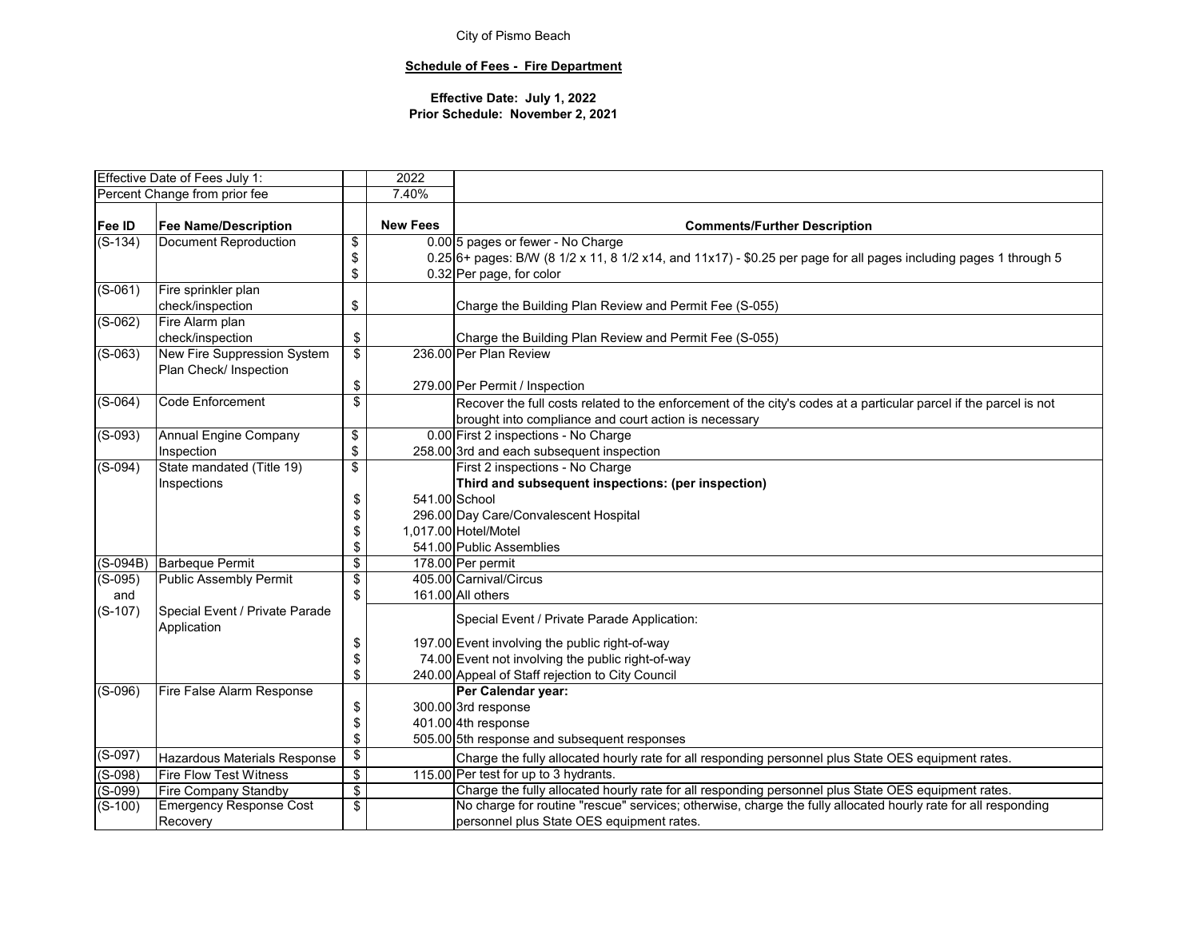City of Pismo Beach

**Schedule of Fees - Fire Department**

**Effective Date: July 1, 2022**
**Prior Schedule: November 2, 2021**

| Effective Date of Fees July 1: | | | 2022 | |
|---|---|---|---|---|
| Percent Change from prior fee | | | 7.40% | |
| **Fee ID** | **Fee Name/Description** | | **New Fees** | **Comments/Further Description** |
| (S-134) | Document Reproduction | $ | 0.00 | 5 pages or fewer - No Charge |
| | | $ | 0.25 | 6+ pages: B/W (8 1/2 x 11, 8 1/2 x14, and 11x17) - $0.25 per page for all pages including pages 1 through 5 |
| | | $ | 0.32 | Per page, for color |
| (S-061) | Fire sprinkler plan check/inspection | $ | | Charge the Building Plan Review and Permit Fee (S-055) |
| (S-062) | Fire Alarm plan check/inspection | $ | | Charge the Building Plan Review and Permit Fee (S-055) |
| (S-063) | New Fire Suppression System Plan Check/ Inspection | $ | 236.00 | Per Plan Review |
| | | $ | 279.00 | Per Permit / Inspection |
| (S-064) | Code Enforcement | $ | | Recover the full costs related to the enforcement of the city's codes at a particular parcel if the parcel is not brought into compliance and court action is necessary |
| (S-093) | Annual Engine Company Inspection | $ | 0.00 | First 2 inspections - No Charge |
| | | $ | 258.00 | 3rd and each subsequent inspection |
| (S-094) | State mandated (Title 19) Inspections | $ | | First 2 inspections - No Charge |
| | | | | **Third and subsequent inspections: (per inspection)** |
| | | $ | 541.00 | School |
| | | $ | 296.00 | Day Care/Convalescent Hospital |
| | | $ | 1,017.00 | Hotel/Motel |
| | | $ | 541.00 | Public Assemblies |
| (S-094B) | Barbeque Permit | $ | 178.00 | Per permit |
| (S-095) and (S-107) | Public Assembly Permit | $ | 405.00 | Carnival/Circus |
| | | $ | 161.00 | All others |
| | Special Event / Private Parade Application | | | Special Event / Private Parade Application: |
| | | $ | 197.00 | Event involving the public right-of-way |
| | | $ | 74.00 | Event not involving the public right-of-way |
| | | $ | 240.00 | Appeal of Staff rejection to City Council |
| (S-096) | Fire False Alarm Response | | | **Per Calendar year:** |
| | | $ | 300.00 | 3rd response |
| | | $ | 401.00 | 4th response |
| | | $ | 505.00 | 5th response and subsequent responses |
| (S-097) | Hazardous Materials Response | $ | | Charge the fully allocated hourly rate for all responding personnel plus State OES equipment rates. |
| (S-098) | Fire Flow Test Witness | $ | 115.00 | Per test for up to 3 hydrants. |
| (S-099) | Fire Company Standby | $ | | Charge the fully allocated hourly rate for all responding personnel plus State OES equipment rates. |
| (S-100) | Emergency Response Cost Recovery | $ | | No charge for routine "rescue" services; otherwise, charge the fully allocated hourly rate for all responding personnel plus State OES equipment rates. |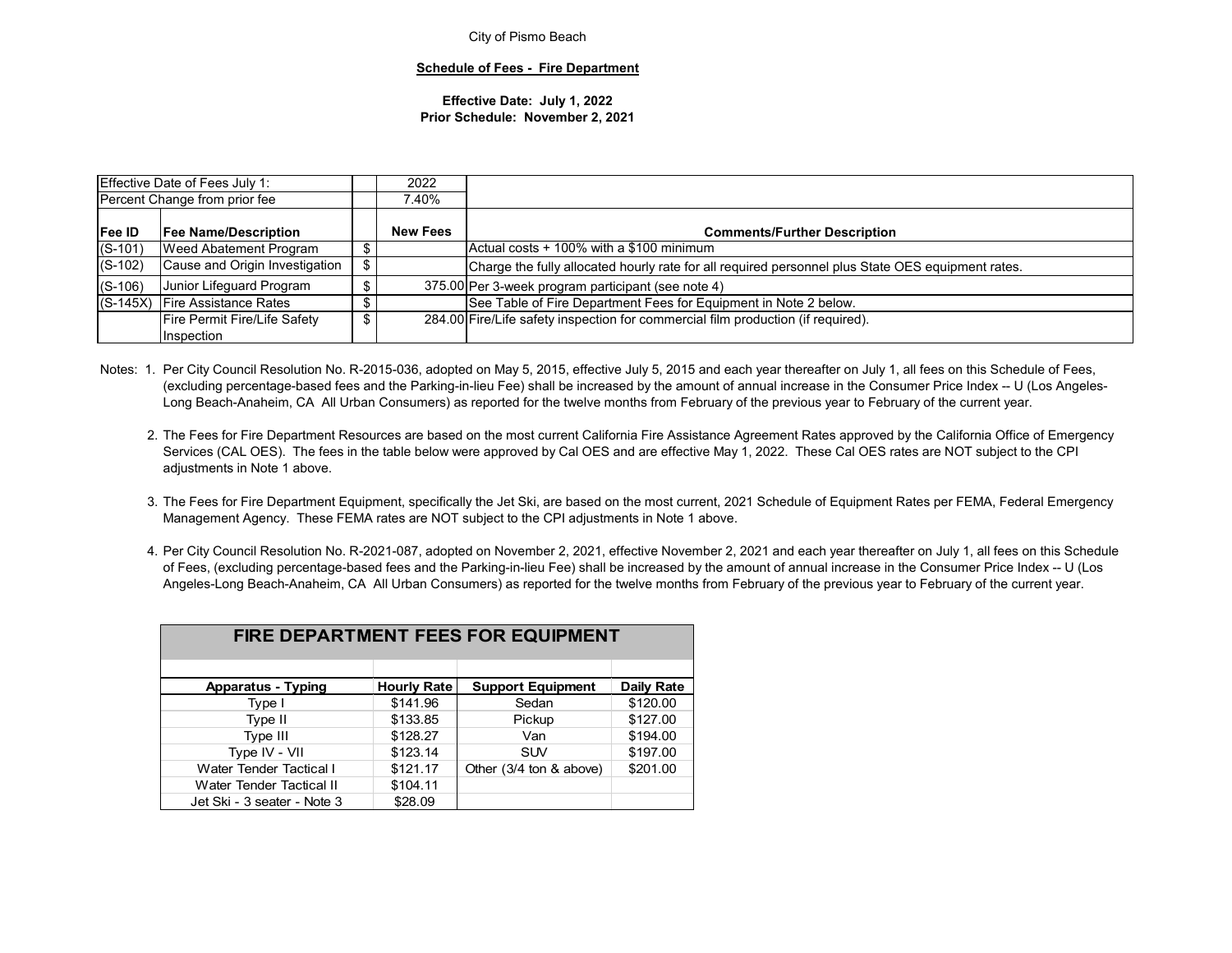City of Pismo Beach

**Schedule of Fees - Fire Department**

**Effective Date: July 1, 2022**
**Prior Schedule: November 2, 2021**

| Effective Date of Fees July 1: | | | 2022 | |
|---|---|---|---|---|
| Percent Change from prior fee | | | 7.40% | |
| **Fee ID** | **Fee Name/Description** | | **New Fees** | **Comments/Further Description** |
| (S-101) | Weed Abatement Program | $ | | Actual costs + 100% with a $100 minimum |
| (S-102) | Cause and Origin Investigation | $ | | Charge the fully allocated hourly rate for all required personnel plus State OES equipment rates. |
| (S-106) | Junior Lifeguard Program | $ | 375.00 | Per 3-week program participant (see note 4) |
| (S-145X) | Fire Assistance Rates | $ | | See Table of Fire Department Fees for Equipment in Note 2 below. |
| | Fire Permit Fire/Life Safety Inspection | $ | 284.00 | Fire/Life safety inspection for commercial film production (if required). |

Notes:

1. Per City Council Resolution No. R-2015-036, adopted on May 5, 2015, effective July 5, 2015 and each year thereafter on July 1, all fees on this Schedule of Fees, (excluding percentage-based fees and the Parking-in-lieu Fee) shall be increased by the amount of annual increase in the Consumer Price Index -- U (Los Angeles-Long Beach-Anaheim, CA All Urban Consumers) as reported for the twelve months from February of the previous year to February of the current year.
2. The Fees for Fire Department Resources are based on the most current California Fire Assistance Agreement Rates approved by the California Office of Emergency Services (CAL OES). The fees in the table below were approved by Cal OES and are effective May 1, 2022. These Cal OES rates are NOT subject to the CPI adjustments in Note 1 above.
3. The Fees for Fire Department Equipment, specifically the Jet Ski, are based on the most current, 2021 Schedule of Equipment Rates per FEMA, Federal Emergency Management Agency. These FEMA rates are NOT subject to the CPI adjustments in Note 1 above.
4. Per City Council Resolution No. R-2021-087, adopted on November 2, 2021, effective November 2, 2021 and each year thereafter on July 1, all fees on this Schedule of Fees, (excluding percentage-based fees and the Parking-in-lieu Fee) shall be increased by the amount of annual increase in the Consumer Price Index -- U (Los Angeles-Long Beach-Anaheim, CA All Urban Consumers) as reported for the twelve months from February of the previous year to February of the current year.

**FIRE DEPARTMENT FEES FOR EQUIPMENT**

| Apparatus - Typing | Hourly Rate | Support Equipment | Daily Rate |
|---|---|---|---|
| Type I | $141.96 | Sedan | $120.00 |
| Type II | $133.85 | Pickup | $127.00 |
| Type III | $128.27 | Van | $194.00 |
| Type IV - VII | $123.14 | SUV | $197.00 |
| Water Tender Tactical I | $121.17 | Other (3/4 ton & above) | $201.00 |
| Water Tender Tactical II | $104.11 | | |
| Jet Ski - 3 seater - Note 3 | $28.09 | | |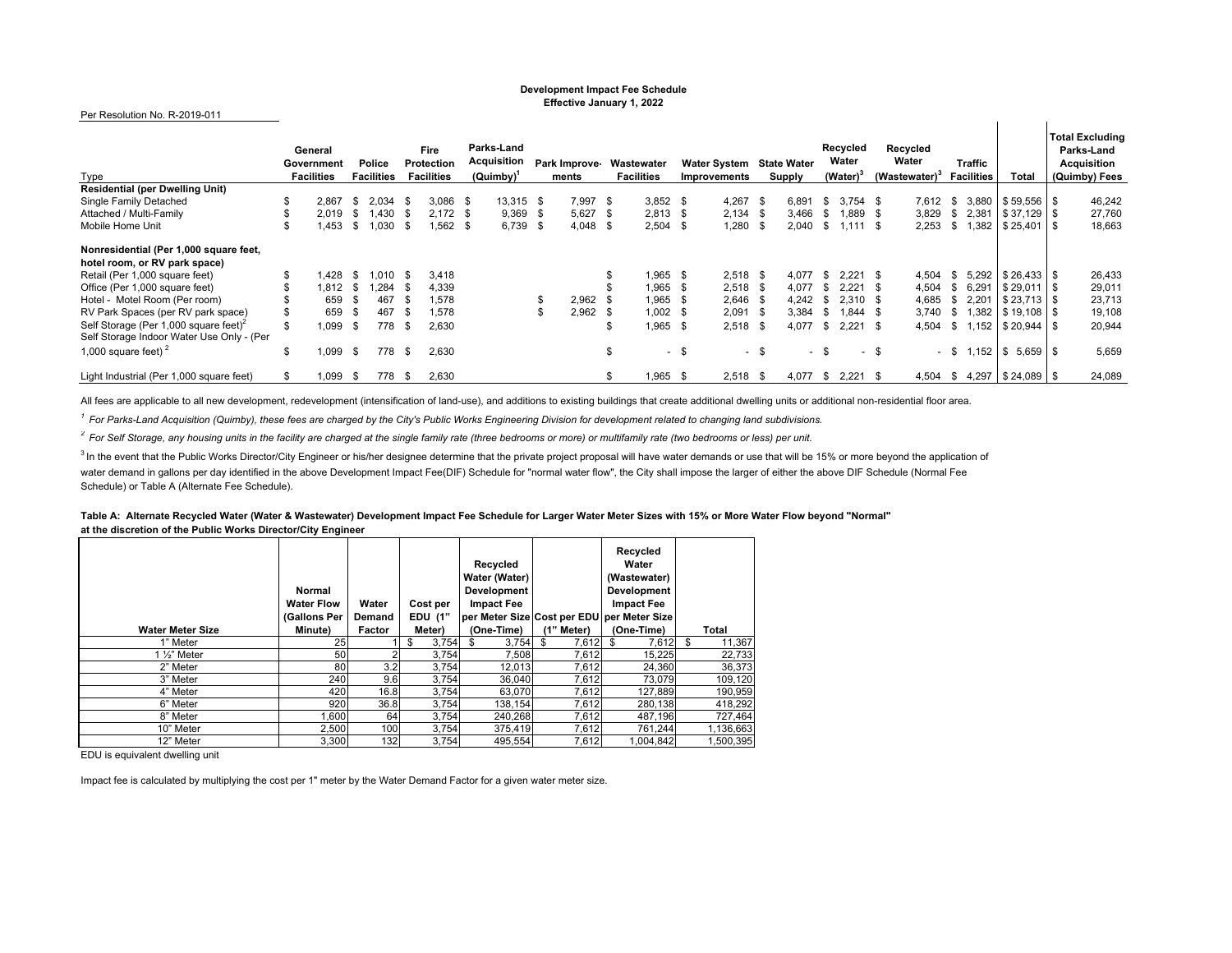**Development Impact Fee Schedule**
**Effective January 1, 2022**

Per Resolution No. R-2019-011

| Type | General Government Facilities | Police Facilities | Fire Protection Facilities | Parks-Land Acquisition (Quimby)[1] | Park Improvements | Wastewater Facilities | Water System Improvements | State Water Supply | Recycled Water (Water)[3] | Recycled Water (Wastewater)[3] | Traffic Facilities | Total | Total Excluding Parks-Land Acquisition (Quimby) Fees |
|---|---|---|---|---|---|---|---|---|---|---|---|---|---|
| **Residential (per Dwelling Unit)** | | | | | | | | | | | | | |
| Single Family Detached | $ 2,867 | $ 2,034 | $ 3,086 | $ 13,315 | $ 7,997 | $ 3,852 | $ 4,267 | $ 6,891 | $ 3,754 | $ 7,612 | $ 3,880 | $ 59,556 | $ 46,242 |
| Attached / Multi-Family | $ 2,019 | $ 1,430 | $ 2,172 | $ 9,369 | $ 5,627 | $ 2,813 | $ 2,134 | $ 3,466 | $ 1,889 | $ 3,829 | $ 2,381 | $ 37,129 | $ 27,760 |
| Mobile Home Unit | $ 1,453 | $ 1,030 | $ 1,562 | $ 6,739 | $ 4,048 | $ 2,504 | $ 1,280 | $ 2,040 | $ 1,111 | $ 2,253 | $ 1,382 | $ 25,401 | $ 18,663 |
| **Nonresidential (Per 1,000 square feet, hotel room, or RV park space)** | | | | | | | | | | | | | |
| Retail (Per 1,000 square feet) | $ 1,428 | $ 1,010 | $ 3,418 | | | $ 1,965 | $ 2,518 | $ 4,077 | $ 2,221 | $ 4,504 | $ 5,292 | $ 26,433 | $ 26,433 |
| Office (Per 1,000 square feet) | $ 1,812 | $ 1,284 | $ 4,339 | | | $ 1,965 | $ 2,518 | $ 4,077 | $ 2,221 | $ 4,504 | $ 6,291 | $ 29,011 | $ 29,011 |
| Hotel - Motel Room (Per room) | $ 659 | $ 467 | $ 1,578 | | $ 2,962 | $ 1,965 | $ 2,646 | $ 4,242 | $ 2,310 | $ 4,685 | $ 2,201 | $ 23,713 | $ 23,713 |
| RV Park Spaces (per RV park space) | $ 659 | $ 467 | $ 1,578 | | $ 2,962 | $ 1,002 | $ 2,091 | $ 3,384 | $ 1,844 | $ 3,740 | $ 1,382 | $ 19,108 | $ 19,108 |
| Self Storage (Per 1,000 square feet)[2] | $ 1,099 | $ 778 | $ 2,630 | | | $ 1,965 | $ 2,518 | $ 4,077 | $ 2,221 | $ 4,504 | $ 1,152 | $ 20,944 | $ 20,944 |
| Self Storage Indoor Water Use Only - (Per 1,000 square feet)[2] | $ 1,099 | $ 778 | $ 2,630 | | | $ - | $ - | $ - | $ - | $ - | $ 1,152 | $ 5,659 | $ 5,659 |
| Light Industrial (Per 1,000 square feet) | $ 1,099 | $ 778 | $ 2,630 | | | $ 1,965 | $ 2,518 | $ 4,077 | $ 2,221 | $ 4,504 | $ 4,297 | $ 24,089 | $ 24,089 |

All fees are applicable to all new development, redevelopment (intensification of land-use), and additions to existing buildings that create additional dwelling units or additional non-residential floor area.

[1] *For Parks-Land Acquisition (Quimby), these fees are charged by the City's Public Works Engineering Division for development related to changing land subdivisions.*

[2] *For Self Storage, any housing units in the facility are charged at the single family rate (three bedrooms or more) or multifamily rate (two bedrooms or less) per unit.*

[3] In the event that the Public Works Director/City Engineer or his/her designee determine that the private project proposal will have water demands or use that will be 15% or more beyond the application of water demand in gallons per day identified in the above Development Impact Fee(DIF) Schedule for "normal water flow", the City shall impose the larger of either the above DIF Schedule (Normal Fee Schedule) or Table A (Alternate Fee Schedule).

**Table A: Alternate Recycled Water (Water & Wastewater) Development Impact Fee Schedule for Larger Water Meter Sizes with 15% or More Water Flow beyond "Normal" at the discretion of the Public Works Director/City Engineer**

| Water Meter Size | Normal Water Flow (Gallons Per Minute) | Water Demand Factor | Cost per EDU (1" Meter) | Recycled Water (Water) Development Impact Fee per Meter Size (One-Time) | Cost per EDU (1" Meter) | Recycled Water (Wastewater) Development Impact Fee per Meter Size (One-Time) | Total |
|---|---|---|---|---|---|---|---|
| 1" Meter | 25 | 1 | $ 3,754 | $ 3,754 | $ 7,612 | $ 7,612 | $ 11,367 |
| 1 ½" Meter | 50 | 2 | 3,754 | 7,508 | 7,612 | 15,225 | 22,733 |
| 2" Meter | 80 | 3.2 | 3,754 | 12,013 | 7,612 | 24,360 | 36,373 |
| 3" Meter | 240 | 9.6 | 3,754 | 36,040 | 7,612 | 73,079 | 109,120 |
| 4" Meter | 420 | 16.8 | 3,754 | 63,070 | 7,612 | 127,889 | 190,959 |
| 6" Meter | 920 | 36.8 | 3,754 | 138,154 | 7,612 | 280,138 | 418,292 |
| 8" Meter | 1,600 | 64 | 3,754 | 240,268 | 7,612 | 487,196 | 727,464 |
| 10" Meter | 2,500 | 100 | 3,754 | 375,419 | 7,612 | 761,244 | 1,136,663 |
| 12" Meter | 3,300 | 132 | 3,754 | 495,554 | 7,612 | 1,004,842 | 1,500,395 |

EDU is equivalent dwelling unit

Impact fee is calculated by multiplying the cost per 1" meter by the Water Demand Factor for a given water meter size.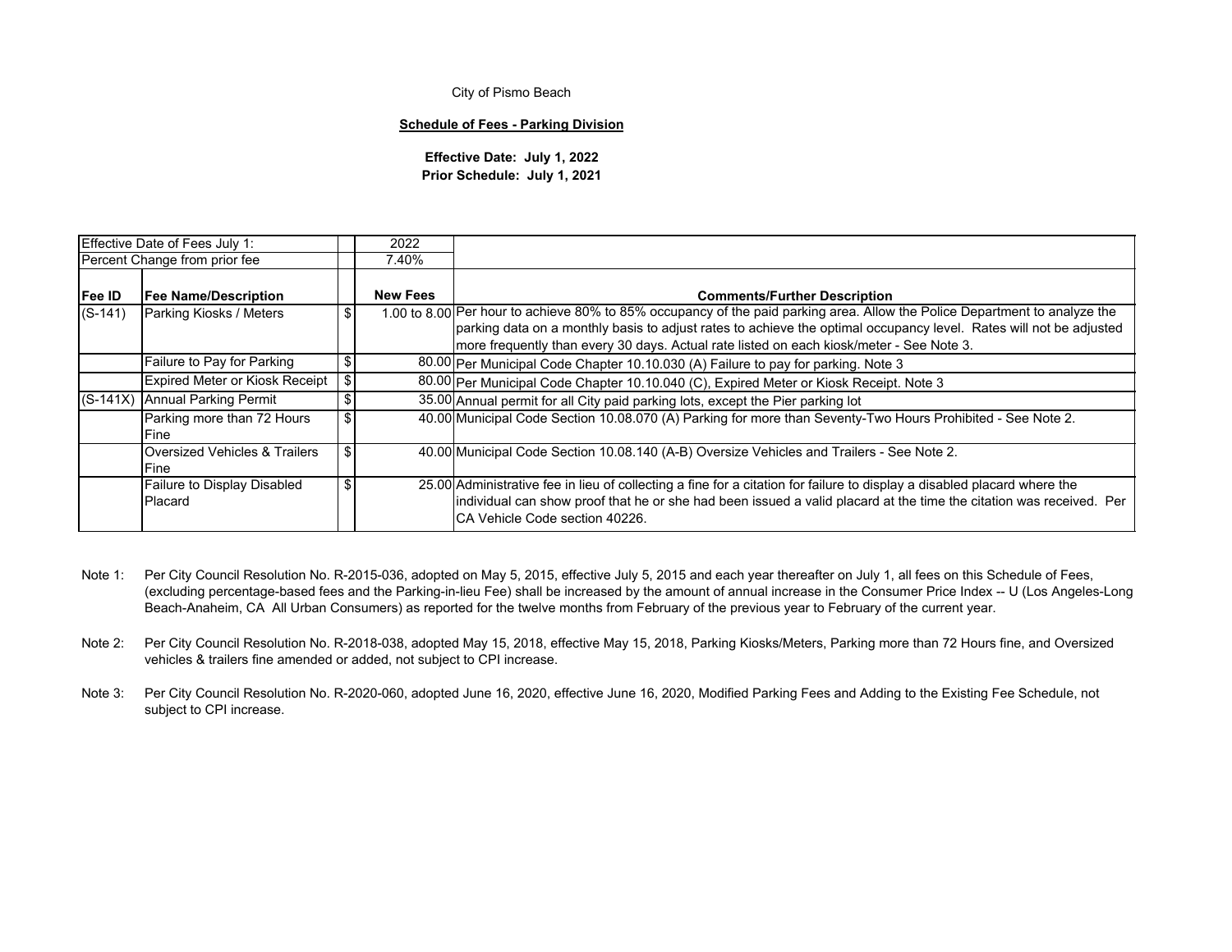City of Pismo Beach

**Schedule of Fees - Parking Division**

**Effective Date: July 1, 2022**
**Prior Schedule: July 1, 2021**

| Effective Date of Fees July 1: | | | 2022 | |
|---|---|---|---|---|
| Percent Change from prior fee | | | 7.40% | |
| **Fee ID** | **Fee Name/Description** | | **New Fees** | **Comments/Further Description** |
| (S-141) | Parking Kiosks / Meters | $ | 1.00 to 8.00 | Per hour to achieve 80% to 85% occupancy of the paid parking area. Allow the Police Department to analyze the parking data on a monthly basis to adjust rates to achieve the optimal occupancy level. Rates will not be adjusted more frequently than every 30 days. Actual rate listed on each kiosk/meter - See Note 3. |
| | Failure to Pay for Parking | $ | 80.00 | Per Municipal Code Chapter 10.10.030 (A) Failure to pay for parking. Note 3 |
| | Expired Meter or Kiosk Receipt | $ | 80.00 | Per Municipal Code Chapter 10.10.040 (C), Expired Meter or Kiosk Receipt. Note 3 |
| (S-141X) | Annual Parking Permit | $ | 35.00 | Annual permit for all City paid parking lots, except the Pier parking lot |
| | Parking more than 72 Hours Fine | $ | 40.00 | Municipal Code Section 10.08.070 (A) Parking for more than Seventy-Two Hours Prohibited - See Note 2. |
| | Oversized Vehicles & Trailers Fine | $ | 40.00 | Municipal Code Section 10.08.140 (A-B) Oversize Vehicles and Trailers - See Note 2. |
| | Failure to Display Disabled Placard | $ | 25.00 | Administrative fee in lieu of collecting a fine for a citation for failure to display a disabled placard where the individual can show proof that he or she had been issued a valid placard at the time the citation was received. Per CA Vehicle Code section 40226. |

Note 1: Per City Council Resolution No. R-2015-036, adopted on May 5, 2015, effective July 5, 2015 and each year thereafter on July 1, all fees on this Schedule of Fees, (excluding percentage-based fees and the Parking-in-lieu Fee) shall be increased by the amount of annual increase in the Consumer Price Index -- U (Los Angeles-Long Beach-Anaheim, CA All Urban Consumers) as reported for the twelve months from February of the previous year to February of the current year.

Note 2: Per City Council Resolution No. R-2018-038, adopted May 15, 2018, effective May 15, 2018, Parking Kiosks/Meters, Parking more than 72 Hours fine, and Oversized vehicles & trailers fine amended or added, not subject to CPI increase.

Note 3: Per City Council Resolution No. R-2020-060, adopted June 16, 2020, effective June 16, 2020, Modified Parking Fees and Adding to the Existing Fee Schedule, not subject to CPI increase.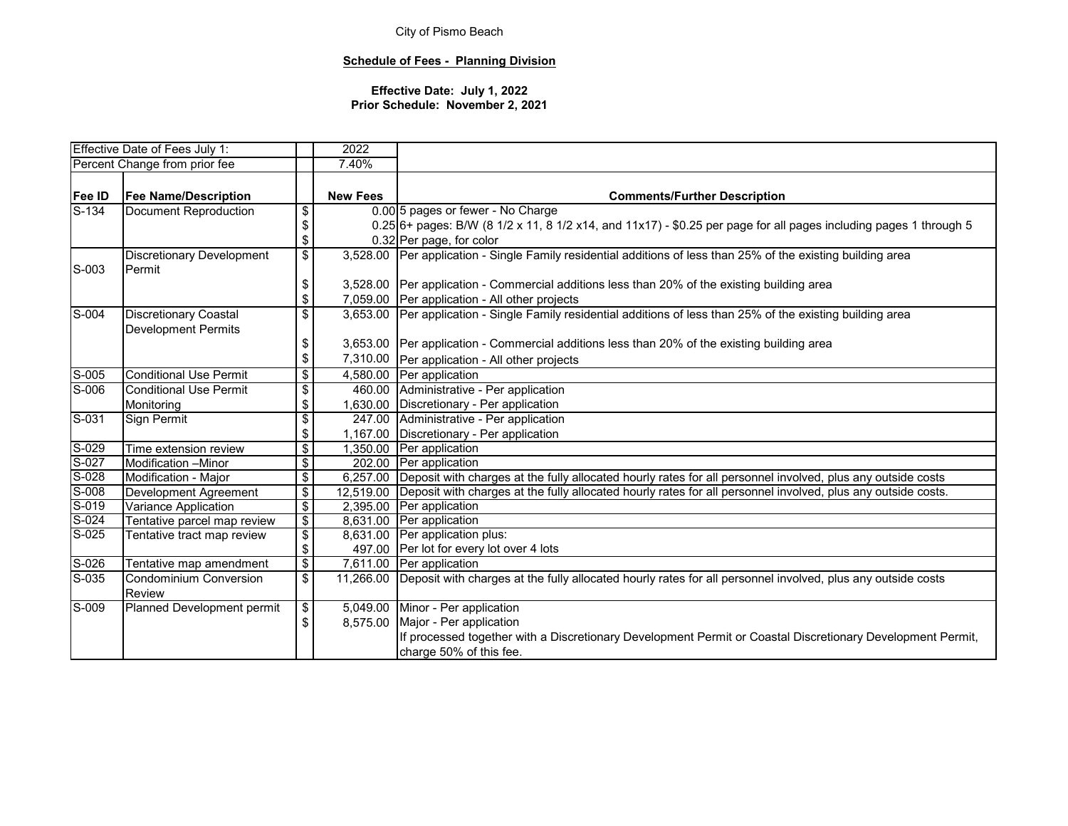City of Pismo Beach

**Schedule of Fees - Planning Division**

**Effective Date: July 1, 2022**
**Prior Schedule: November 2, 2021**

| Fee ID | Fee Name/Description | | New Fees | Comments/Further Description |
|---|---|---|---|---|
| Effective Date of Fees July 1: | | | 2022 | |
| Percent Change from prior fee | | | 7.40% | |
| **Fee ID** | **Fee Name/Description** | | **New Fees** | **Comments/Further Description** |
| S-134 | Document Reproduction | $ | 0.00 | 5 pages or fewer - No Charge |
| | | $ | 0.25 | 6+ pages: B/W (8 1/2 x 11, 8 1/2 x14, and 11x17) - $0.25 per page for all pages including pages 1 through 5 |
| | | $ | 0.32 | Per page, for color |
| S-003 | Discretionary Development Permit | $ | 3,528.00 | Per application - Single Family residential additions of less than 25% of the existing building area |
| | | $ | 3,528.00 | Per application - Commercial additions less than 20% of the existing building area |
| | | $ | 7,059.00 | Per application - All other projects |
| S-004 | Discretionary Coastal Development Permits | $ | 3,653.00 | Per application - Single Family residential additions of less than 25% of the existing building area |
| | | $ | 3,653.00 | Per application - Commercial additions less than 20% of the existing building area |
| | | $ | 7,310.00 | Per application - All other projects |
| S-005 | Conditional Use Permit | $ | 4,580.00 | Per application |
| S-006 | Conditional Use Permit Monitoring | $ | 460.00 | Administrative - Per application |
| | | $ | 1,630.00 | Discretionary - Per application |
| S-031 | Sign Permit | $ | 247.00 | Administrative - Per application |
| | | $ | 1,167.00 | Discretionary - Per application |
| S-029 | Time extension review | $ | 1,350.00 | Per application |
| S-027 | Modification –Minor | $ | 202.00 | Per application |
| S-028 | Modification - Major | $ | 6,257.00 | Deposit with charges at the fully allocated hourly rates for all personnel involved, plus any outside costs |
| S-008 | Development Agreement | $ | 12,519.00 | Deposit with charges at the fully allocated hourly rates for all personnel involved, plus any outside costs. |
| S-019 | Variance Application | $ | 2,395.00 | Per application |
| S-024 | Tentative parcel map review | $ | 8,631.00 | Per application |
| S-025 | Tentative tract map review | $ | 8,631.00 | Per application plus: |
| | | $ | 497.00 | Per lot for every lot over 4 lots |
| S-026 | Tentative map amendment | $ | 7,611.00 | Per application |
| S-035 | Condominium Conversion Review | $ | 11,266.00 | Deposit with charges at the fully allocated hourly rates for all personnel involved, plus any outside costs |
| S-009 | Planned Development permit | $ | 5,049.00 | Minor - Per application |
| | | $ | 8,575.00 | Major - Per application |
| | | | | If processed together with a Discretionary Development Permit or Coastal Discretionary Development Permit, charge 50% of this fee. |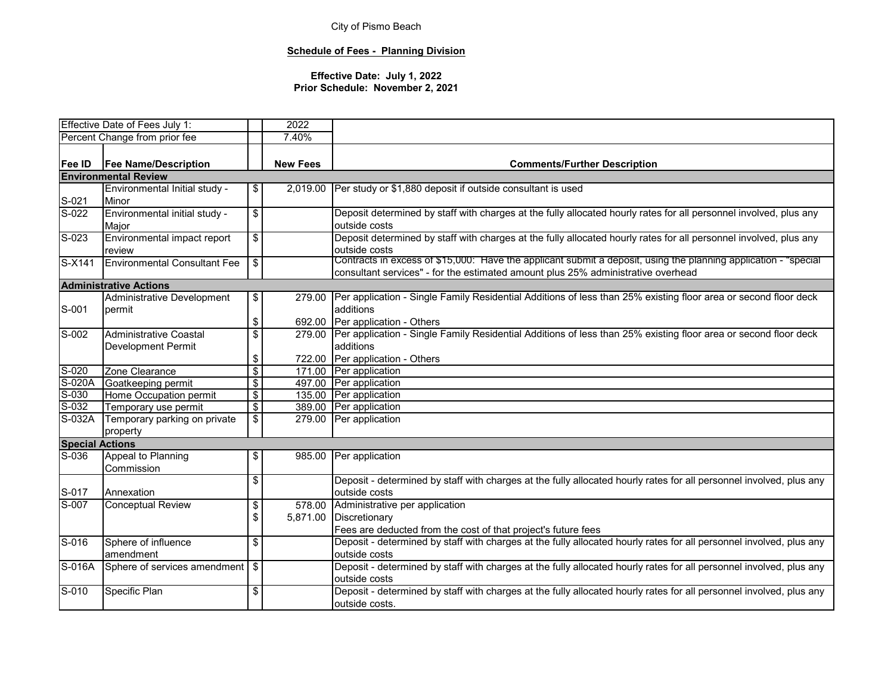City of Pismo Beach

**Schedule of Fees - Planning Division**

**Effective Date: July 1, 2022**
**Prior Schedule: November 2, 2021**

| Effective Date of Fees July 1: | | | 2022 | |
|---|---|---|---|---|
| Percent Change from prior fee | | | 7.40% | |
| **Fee ID** | **Fee Name/Description** | | **New Fees** | **Comments/Further Description** |
| **Environmental Review** | | | | |
| S-021 | Environmental Initial study - Minor | $ | 2,019.00 | Per study or $1,880 deposit if outside consultant is used |
| S-022 | Environmental initial study - Major | $ | | Deposit determined by staff with charges at the fully allocated hourly rates for all personnel involved, plus any outside costs |
| S-023 | Environmental impact report review | $ | | Deposit determined by staff with charges at the fully allocated hourly rates for all personnel involved, plus any outside costs |
| S-X141 | Environmental Consultant Fee | $ | | Contracts in excess of $15,000: Have the applicant submit a deposit, using the planning application - "special consultant services" - for the estimated amount plus 25% administrative overhead |
| **Administrative Actions** | | | | |
| S-001 | Administrative Development permit | $ | 279.00 | Per application - Single Family Residential Additions of less than 25% existing floor area or second floor deck additions |
| | | $ | 692.00 | Per application - Others |
| S-002 | Administrative Coastal Development Permit | $ | 279.00 | Per application - Single Family Residential Additions of less than 25% existing floor area or second floor deck additions |
| | | $ | 722.00 | Per application - Others |
| S-020 | Zone Clearance | $ | 171.00 | Per application |
| S-020A | Goatkeeping permit | $ | 497.00 | Per application |
| S-030 | Home Occupation permit | $ | 135.00 | Per application |
| S-032 | Temporary use permit | $ | 389.00 | Per application |
| S-032A | Temporary parking on private property | $ | 279.00 | Per application |
| **Special Actions** | | | | |
| S-036 | Appeal to Planning Commission | $ | 985.00 | Per application |
| S-017 | Annexation | $ | | Deposit - determined by staff with charges at the fully allocated hourly rates for all personnel involved, plus any outside costs |
| S-007 | Conceptual Review | $ | 578.00 | Administrative per application |
| | | $ | 5,871.00 | Discretionary |
| | | | | Fees are deducted from the cost of that project's future fees |
| S-016 | Sphere of influence amendment | $ | | Deposit - determined by staff with charges at the fully allocated hourly rates for all personnel involved, plus any outside costs |
| S-016A | Sphere of services amendment | $ | | Deposit - determined by staff with charges at the fully allocated hourly rates for all personnel involved, plus any outside costs |
| S-010 | Specific Plan | $ | | Deposit - determined by staff with charges at the fully allocated hourly rates for all personnel involved, plus any outside costs. |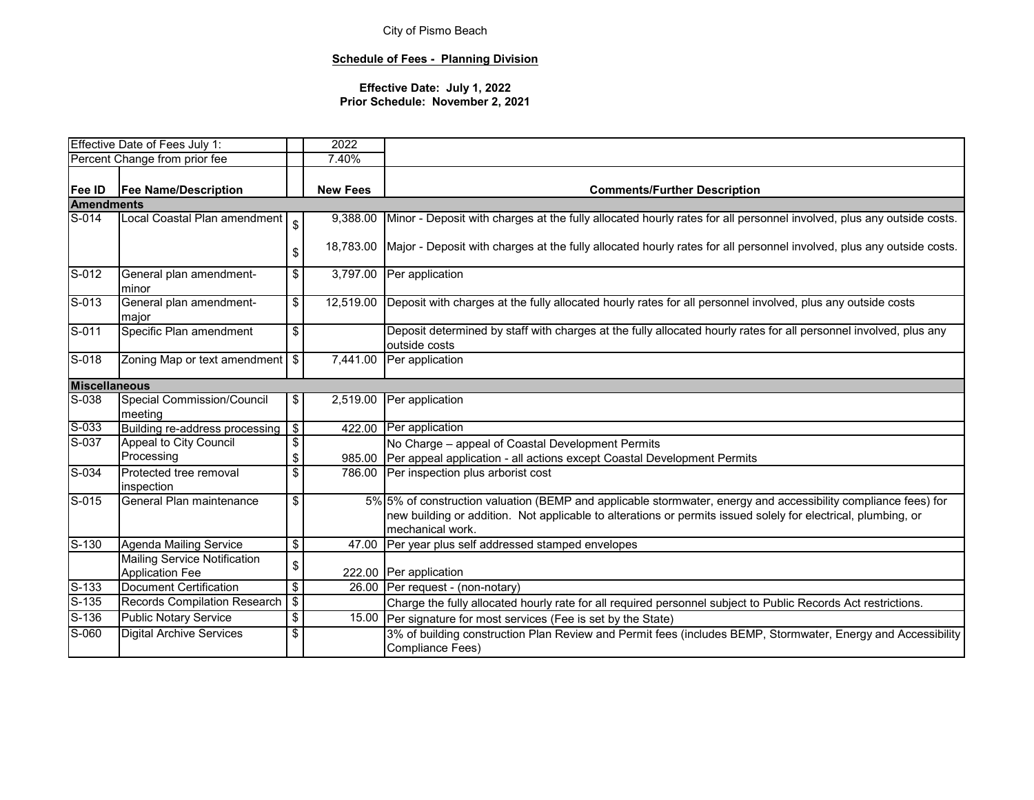City of Pismo Beach

**Schedule of Fees - Planning Division**

**Effective Date: July 1, 2022**
**Prior Schedule: November 2, 2021**

| Effective Date of Fees July 1: | | | 2022 | |
|---|---|---|---|---|
| Percent Change from prior fee | | | 7.40% | |
| **Fee ID** | **Fee Name/Description** | | **New Fees** | **Comments/Further Description** |
| **Amendments** | | | | |
| S-014 | Local Coastal Plan amendment | $ | 9,388.00 | Minor - Deposit with charges at the fully allocated hourly rates for all personnel involved, plus any outside costs. |
| | | $ | 18,783.00 | Major - Deposit with charges at the fully allocated hourly rates for all personnel involved, plus any outside costs. |
| S-012 | General plan amendment-minor | $ | 3,797.00 | Per application |
| S-013 | General plan amendment-major | $ | 12,519.00 | Deposit with charges at the fully allocated hourly rates for all personnel involved, plus any outside costs |
| S-011 | Specific Plan amendment | $ | | Deposit determined by staff with charges at the fully allocated hourly rates for all personnel involved, plus any outside costs |
| S-018 | Zoning Map or text amendment | $ | 7,441.00 | Per application |
| **Miscellaneous** | | | | |
| S-038 | Special Commission/Council meeting | $ | 2,519.00 | Per application |
| S-033 | Building re-address processing | $ | 422.00 | Per application |
| S-037 | Appeal to City Council Processing | $ | | No Charge – appeal of Coastal Development Permits |
| | | $ | 985.00 | Per appeal application - all actions except Coastal Development Permits |
| S-034 | Protected tree removal inspection | $ | 786.00 | Per inspection plus arborist cost |
| S-015 | General Plan maintenance | $ | 5% | 5% of construction valuation (BEMP and applicable stormwater, energy and accessibility compliance fees) for new building or addition. Not applicable to alterations or permits issued solely for electrical, plumbing, or mechanical work. |
| S-130 | Agenda Mailing Service | $ | 47.00 | Per year plus self addressed stamped envelopes |
| | Mailing Service Notification Application Fee | $ | 222.00 | Per application |
| S-133 | Document Certification | $ | 26.00 | Per request - (non-notary) |
| S-135 | Records Compilation Research | $ | | Charge the fully allocated hourly rate for all required personnel subject to Public Records Act restrictions. |
| S-136 | Public Notary Service | $ | 15.00 | Per signature for most services (Fee is set by the State) |
| S-060 | Digital Archive Services | $ | | 3% of building construction Plan Review and Permit fees (includes BEMP, Stormwater, Energy and Accessibility Compliance Fees) |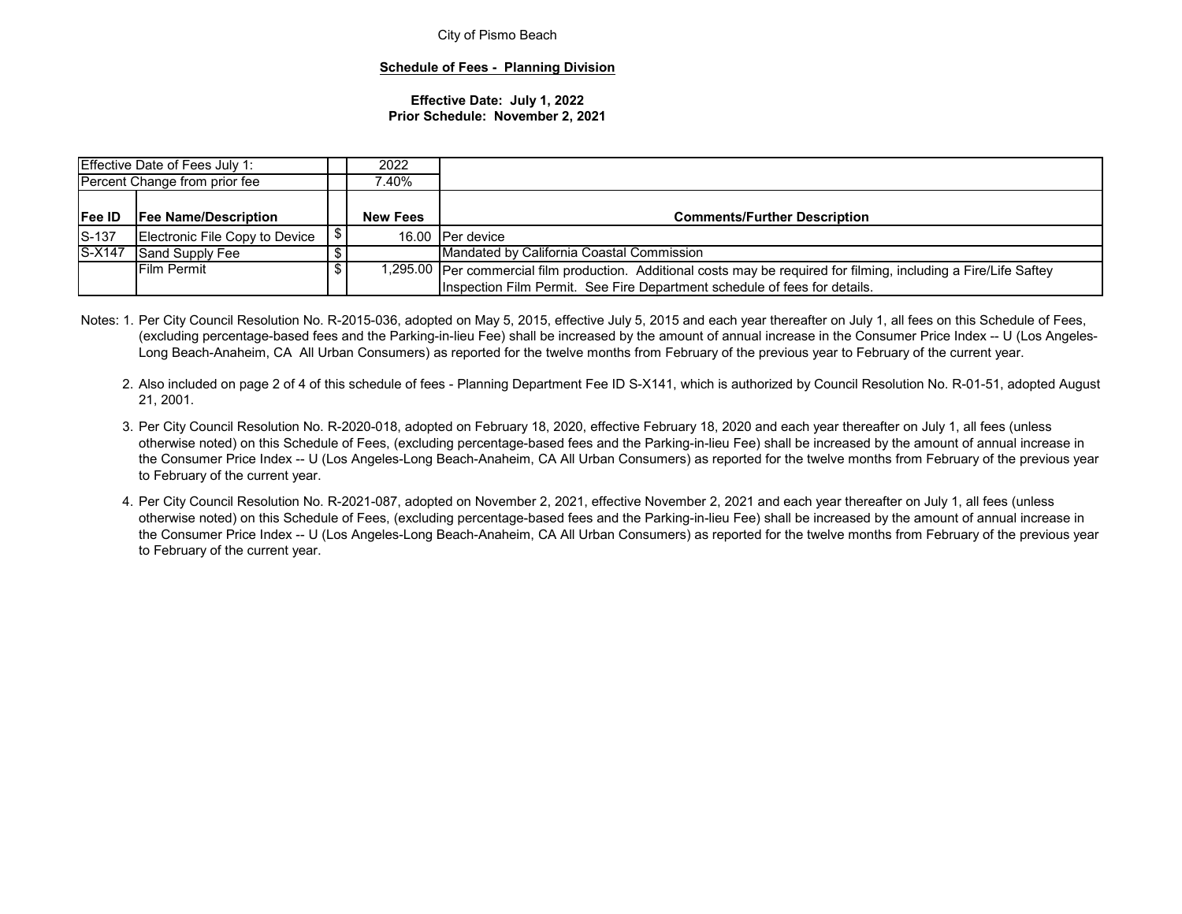City of Pismo Beach

**Schedule of Fees - Planning Division**

**Effective Date: July 1, 2022**
**Prior Schedule: November 2, 2021**

| Effective Date of Fees July 1: | | | 2022 | |
|---|---|---|---|---|
| Percent Change from prior fee | | | 7.40% | |
| **Fee ID** | **Fee Name/Description** | | **New Fees** | **Comments/Further Description** |
| S-137 | Electronic File Copy to Device | $ | 16.00 | Per device |
| S-X147 | Sand Supply Fee | $ | | Mandated by California Coastal Commission |
| | Film Permit | $ | 1,295.00 | Per commercial film production. Additional costs may be required for filming, including a Fire/Life Saftey Inspection Film Permit. See Fire Department schedule of fees for details. |

Notes:

1. Per City Council Resolution No. R-2015-036, adopted on May 5, 2015, effective July 5, 2015 and each year thereafter on July 1, all fees on this Schedule of Fees, (excluding percentage-based fees and the Parking-in-lieu Fee) shall be increased by the amount of annual increase in the Consumer Price Index -- U (Los Angeles-Long Beach-Anaheim, CA All Urban Consumers) as reported for the twelve months from February of the previous year to February of the current year.

2. Also included on page 2 of 4 of this schedule of fees - Planning Department Fee ID S-X141, which is authorized by Council Resolution No. R-01-51, adopted August 21, 2001.

3. Per City Council Resolution No. R-2020-018, adopted on February 18, 2020, effective February 18, 2020 and each year thereafter on July 1, all fees (unless otherwise noted) on this Schedule of Fees, (excluding percentage-based fees and the Parking-in-lieu Fee) shall be increased by the amount of annual increase in the Consumer Price Index -- U (Los Angeles-Long Beach-Anaheim, CA All Urban Consumers) as reported for the twelve months from February of the previous year to February of the current year.

4. Per City Council Resolution No. R-2021-087, adopted on November 2, 2021, effective November 2, 2021 and each year thereafter on July 1, all fees (unless otherwise noted) on this Schedule of Fees, (excluding percentage-based fees and the Parking-in-lieu Fee) shall be increased by the amount of annual increase in the Consumer Price Index -- U (Los Angeles-Long Beach-Anaheim, CA All Urban Consumers) as reported for the twelve months from February of the previous year to February of the current year.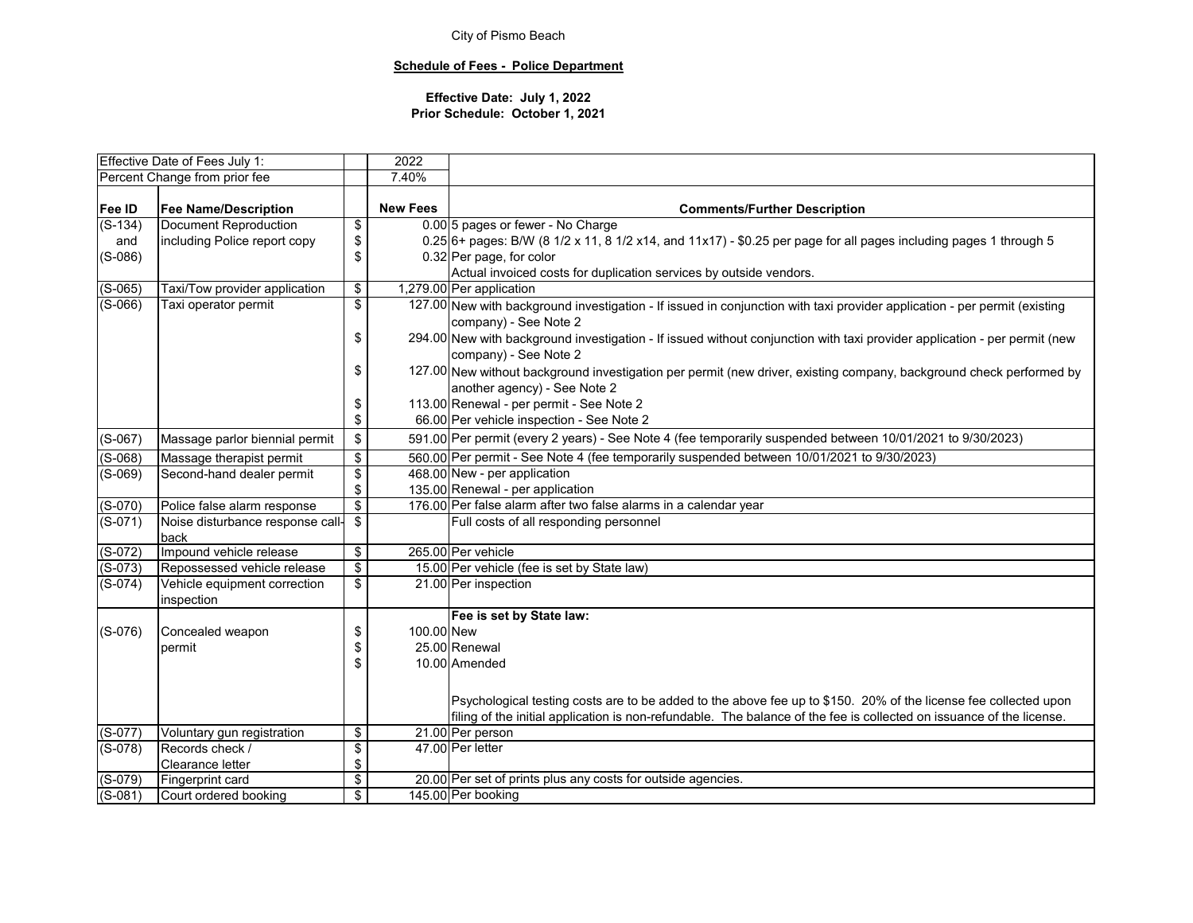City of Pismo Beach

**Schedule of Fees - Police Department**

**Effective Date: July 1, 2022**
**Prior Schedule: October 1, 2021**

| Effective Date of Fees July 1: | | | 2022 | |
|---|---|---|---|---|
| Percent Change from prior fee | | | 7.40% | |
| **Fee ID** | **Fee Name/Description** | | **New Fees** | **Comments/Further Description** |
| (S-134) | Document Reproduction | $ | 0.00 | 5 pages or fewer - No Charge |
| and | including Police report copy | $ | 0.25 | 6+ pages: B/W (8 1/2 x 11, 8 1/2 x14, and 11x17) - $0.25 per page for all pages including pages 1 through 5 |
| (S-086) | | $ | 0.32 | Per page, for color |
| | | | | Actual invoiced costs for duplication services by outside vendors. |
| (S-065) | Taxi/Tow provider application | $ | 1,279.00 | Per application |
| (S-066) | Taxi operator permit | $ | 127.00 | New with background investigation - If issued in conjunction with taxi provider application - per permit (existing company) - See Note 2 |
| | | $ | 294.00 | New with background investigation - If issued without conjunction with taxi provider application - per permit (new company) - See Note 2 |
| | | $ | 127.00 | New without background investigation per permit (new driver, existing company, background check performed by another agency) - See Note 2 |
| | | $ | 113.00 | Renewal - per permit - See Note 2 |
| | | $ | 66.00 | Per vehicle inspection - See Note 2 |
| (S-067) | Massage parlor biennial permit | $ | 591.00 | Per permit (every 2 years) - See Note 4 (fee temporarily suspended between 10/01/2021 to 9/30/2023) |
| (S-068) | Massage therapist permit | $ | 560.00 | Per permit - See Note 4 (fee temporarily suspended between 10/01/2021 to 9/30/2023) |
| (S-069) | Second-hand dealer permit | $ | 468.00 | New - per application |
| | | $ | 135.00 | Renewal - per application |
| (S-070) | Police false alarm response | $ | 176.00 | Per false alarm after two false alarms in a calendar year |
| (S-071) | Noise disturbance response call-back | $ | | Full costs of all responding personnel |
| (S-072) | Impound vehicle release | $ | 265.00 | Per vehicle |
| (S-073) | Repossessed vehicle release | $ | 15.00 | Per vehicle (fee is set by State law) |
| (S-074) | Vehicle equipment correction inspection | $ | 21.00 | Per inspection |
| | | | | **Fee is set by State law:** |
| (S-076) | Concealed weapon permit | $ | 100.00 | New |
| | | $ | 25.00 | Renewal |
| | | $ | 10.00 | Amended |
| | | | | Psychological testing costs are to be added to the above fee up to $150. 20% of the license fee collected upon filing of the initial application is non-refundable. The balance of the fee is collected on issuance of the license. |
| (S-077) | Voluntary gun registration | $ | 21.00 | Per person |
| (S-078) | Records check / Clearance letter | $ | 47.00 | Per letter |
| (S-079) | Fingerprint card | $ | 20.00 | Per set of prints plus any costs for outside agencies. |
| (S-081) | Court ordered booking | $ | 145.00 | Per booking |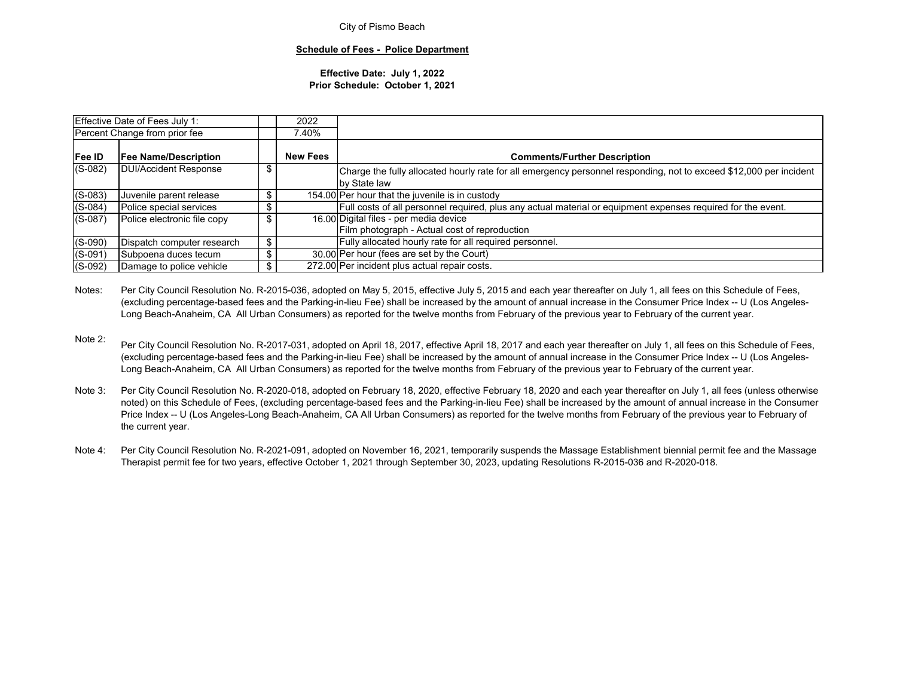City of Pismo Beach

**Schedule of Fees - Police Department**

**Effective Date: July 1, 2022**
**Prior Schedule: October 1, 2021**

| Effective Date of Fees July 1: | | | 2022 | |
|---|---|---|---|---|
| Percent Change from prior fee | | | 7.40% | |
| **Fee ID** | **Fee Name/Description** | | **New Fees** | **Comments/Further Description** |
| (S-082) | DUI/Accident Response | $ | | Charge the fully allocated hourly rate for all emergency personnel responding, not to exceed $12,000 per incident by State law |
| (S-083) | Juvenile parent release | $ | 154.00 | Per hour that the juvenile is in custody |
| (S-084) | Police special services | $ | | Full costs of all personnel required, plus any actual material or equipment expenses required for the event. |
| (S-087) | Police electronic file copy | $ | 16.00 | Digital files - per media device<br>Film photograph - Actual cost of reproduction |
| (S-090) | Dispatch computer research | $ | | Fully allocated hourly rate for all required personnel. |
| (S-091) | Subpoena duces tecum | $ | 30.00 | Per hour (fees are set by the Court) |
| (S-092) | Damage to police vehicle | $ | 272.00 | Per incident plus actual repair costs. |

Notes: Per City Council Resolution No. R-2015-036, adopted on May 5, 2015, effective July 5, 2015 and each year thereafter on July 1, all fees on this Schedule of Fees, (excluding percentage-based fees and the Parking-in-lieu Fee) shall be increased by the amount of annual increase in the Consumer Price Index -- U (Los Angeles-Long Beach-Anaheim, CA All Urban Consumers) as reported for the twelve months from February of the previous year to February of the current year.

Note 2: Per City Council Resolution No. R-2017-031, adopted on April 18, 2017, effective April 18, 2017 and each year thereafter on July 1, all fees on this Schedule of Fees, (excluding percentage-based fees and the Parking-in-lieu Fee) shall be increased by the amount of annual increase in the Consumer Price Index -- U (Los Angeles-Long Beach-Anaheim, CA All Urban Consumers) as reported for the twelve months from February of the previous year to February of the current year.

Note 3: Per City Council Resolution No. R-2020-018, adopted on February 18, 2020, effective February 18, 2020 and each year thereafter on July 1, all fees (unless otherwise noted) on this Schedule of Fees, (excluding percentage-based fees and the Parking-in-lieu Fee) shall be increased by the amount of annual increase in the Consumer Price Index -- U (Los Angeles-Long Beach-Anaheim, CA All Urban Consumers) as reported for the twelve months from February of the previous year to February of the current year.

Note 4: Per City Council Resolution No. R-2021-091, adopted on November 16, 2021, temporarily suspends the Massage Establishment biennial permit fee and the Massage Therapist permit fee for two years, effective October 1, 2021 through September 30, 2023, updating Resolutions R-2015-036 and R-2020-018.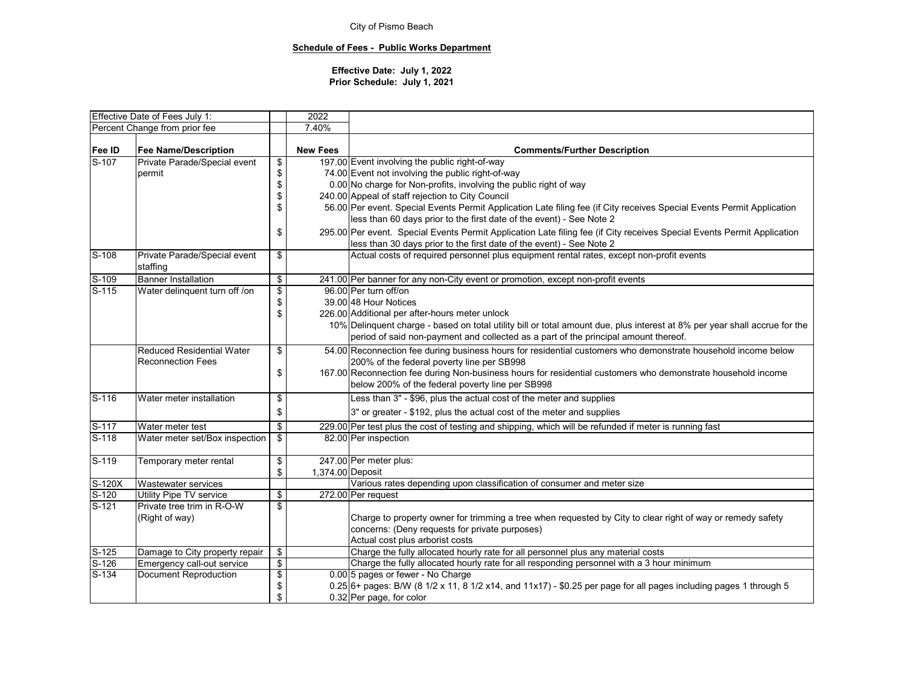City of Pismo Beach

**Schedule of Fees - Public Works Department**

**Effective Date: July 1, 2022**
**Prior Schedule: July 1, 2021**

| Effective Date of Fees July 1: | | | 2022 | |
|---|---|---|---|---|
| Percent Change from prior fee | | | 7.40% | |
| **Fee ID** | **Fee Name/Description** | | **New Fees** | **Comments/Further Description** |
| S-107 | Private Parade/Special event permit | $ | 197.00 | Event involving the public right-of-way |
| | | $ | 74.00 | Event not involving the public right-of-way |
| | | $ | 0.00 | No charge for Non-profits, involving the public right of way |
| | | $ | 240.00 | Appeal of staff rejection to City Council |
| | | $ | 56.00 | Per event. Special Events Permit Application Late filing fee (if City receives Special Events Permit Application less than 60 days prior to the first date of the event) - See Note 2 |
| | | $ | 295.00 | Per event. Special Events Permit Application Late filing fee (if City receives Special Events Permit Application less than 30 days prior to the first date of the event) - See Note 2 |
| S-108 | Private Parade/Special event staffing | $ | | Actual costs of required personnel plus equipment rental rates, except non-profit events |
| S-109 | Banner Installation | $ | 241.00 | Per banner for any non-City event or promotion, except non-profit events |
| S-115 | Water delinquent turn off /on | $ | 96.00 | Per turn off/on |
| | | $ | 39.00 | 48 Hour Notices |
| | | $ | 226.00 | Additional per after-hours meter unlock |
| | | | 10% | Delinquent charge - based on total utility bill or total amount due, plus interest at 8% per year shall accrue for the period of said non-payment and collected as a part of the principal amount thereof. |
| | Reduced Residential Water Reconnection Fees | $ | 54.00 | Reconnection fee during business hours for residential customers who demonstrate household income below 200% of the federal poverty line per SB998 |
| | | $ | 167.00 | Reconnection fee during Non-business hours for residential customers who demonstrate household income below 200% of the federal poverty line per SB998 |
| S-116 | Water meter installation | $ | | Less than 3" - $96, plus the actual cost of the meter and supplies |
| | | $ | | 3" or greater - $192, plus the actual cost of the meter and supplies |
| S-117 | Water meter test | $ | 229.00 | Per test plus the cost of testing and shipping, which will be refunded if meter is running fast |
| S-118 | Water meter set/Box inspection | $ | 82.00 | Per inspection |
| S-119 | Temporary meter rental | $ | 247.00 | Per meter plus: |
| | | $ | 1,374.00 | Deposit |
| S-120X | Wastewater services | | | Various rates depending upon classification of consumer and meter size |
| S-120 | Utility Pipe TV service | $ | 272.00 | Per request |
| S-121 | Private tree trim in R-O-W (Right of way) | $ | | Charge to property owner for trimming a tree when requested by City to clear right of way or remedy safety concerns: (Deny requests for private purposes) Actual cost plus arborist costs |
| S-125 | Damage to City property repair | $ | | Charge the fully allocated hourly rate for all personnel plus any material costs |
| S-126 | Emergency call-out service | $ | | Charge the fully allocated hourly rate for all responding personnel with a 3 hour minimum |
| S-134 | Document Reproduction | $ | 0.00 | 5 pages or fewer - No Charge |
| | | $ | 0.25 | 6+ pages: B/W (8 1/2 x 11, 8 1/2 x14, and 11x17) - $0.25 per page for all pages including pages 1 through 5 |
| | | $ | 0.32 | Per page, for color |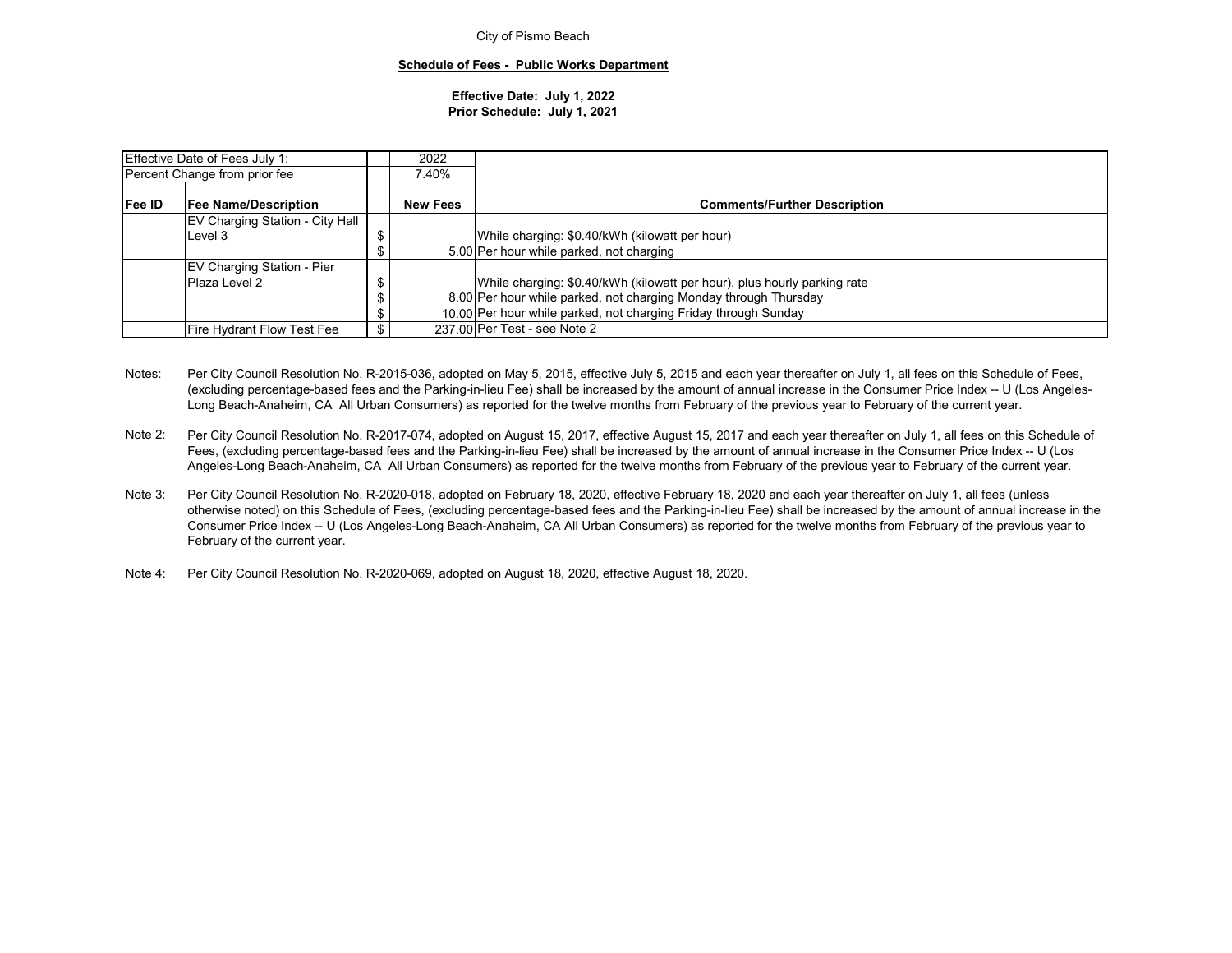City of Pismo Beach

**Schedule of Fees - Public Works Department**

**Effective Date: July 1, 2022**
**Prior Schedule: July 1, 2021**

| Effective Date of Fees July 1: | | | 2022 | |
|---|---|---|---|---|
| Percent Change from prior fee | | | 7.40% | |
| **Fee ID** | **Fee Name/Description** | | **New Fees** | **Comments/Further Description** |
| | EV Charging Station - City Hall Level 3 | $ | | While charging: $0.40/kWh (kilowatt per hour) |
| | | $ | 5.00 | Per hour while parked, not charging |
| | EV Charging Station - Pier Plaza Level 2 | $ | | While charging: $0.40/kWh (kilowatt per hour), plus hourly parking rate |
| | | $ | 8.00 | Per hour while parked, not charging Monday through Thursday |
| | | $ | 10.00 | Per hour while parked, not charging Friday through Sunday |
| | Fire Hydrant Flow Test Fee | $ | 237.00 | Per Test - see Note 2 |

Notes: Per City Council Resolution No. R-2015-036, adopted on May 5, 2015, effective July 5, 2015 and each year thereafter on July 1, all fees on this Schedule of Fees, (excluding percentage-based fees and the Parking-in-lieu Fee) shall be increased by the amount of annual increase in the Consumer Price Index -- U (Los Angeles-Long Beach-Anaheim, CA All Urban Consumers) as reported for the twelve months from February of the previous year to February of the current year.

Note 2: Per City Council Resolution No. R-2017-074, adopted on August 15, 2017, effective August 15, 2017 and each year thereafter on July 1, all fees on this Schedule of Fees, (excluding percentage-based fees and the Parking-in-lieu Fee) shall be increased by the amount of annual increase in the Consumer Price Index -- U (Los Angeles-Long Beach-Anaheim, CA All Urban Consumers) as reported for the twelve months from February of the previous year to February of the current year.

Note 3: Per City Council Resolution No. R-2020-018, adopted on February 18, 2020, effective February 18, 2020 and each year thereafter on July 1, all fees (unless otherwise noted) on this Schedule of Fees, (excluding percentage-based fees and the Parking-in-lieu Fee) shall be increased by the amount of annual increase in the Consumer Price Index -- U (Los Angeles-Long Beach-Anaheim, CA All Urban Consumers) as reported for the twelve months from February of the previous year to February of the current year.

Note 4: Per City Council Resolution No. R-2020-069, adopted on August 18, 2020, effective August 18, 2020.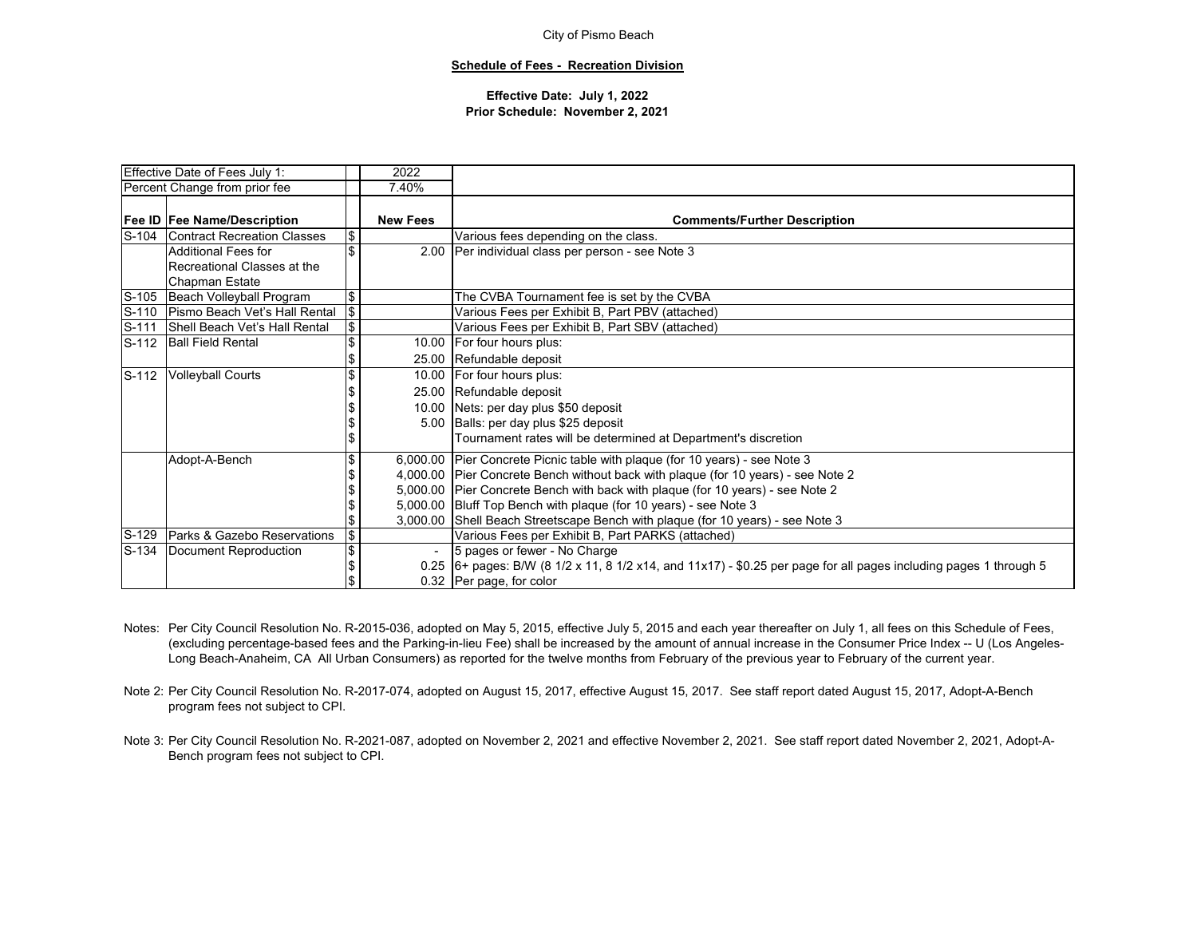City of Pismo Beach

**Schedule of Fees - Recreation Division**

**Effective Date: July 1, 2022**
**Prior Schedule: November 2, 2021**

| Effective Date of Fees July 1: | | | 2022 | |
|---|---|---|---|---|
| Percent Change from prior fee | | | 7.40% | |
| **Fee ID** | **Fee Name/Description** | | **New Fees** | **Comments/Further Description** |
| S-104 | Contract Recreation Classes | $ | | Various fees depending on the class. |
| | Additional Fees for Recreational Classes at the Chapman Estate | $ | 2.00 | Per individual class per person - see Note 3 |
| S-105 | Beach Volleyball Program | $ | | The CVBA Tournament fee is set by the CVBA |
| S-110 | Pismo Beach Vet's Hall Rental | $ | | Various Fees per Exhibit B, Part PBV (attached) |
| S-111 | Shell Beach Vet's Hall Rental | $ | | Various Fees per Exhibit B, Part SBV (attached) |
| S-112 | Ball Field Rental | $ | 10.00 | For four hours plus: |
| | | $ | 25.00 | Refundable deposit |
| S-112 | Volleyball Courts | $ | 10.00 | For four hours plus: |
| | | $ | 25.00 | Refundable deposit |
| | | $ | 10.00 | Nets: per day plus $50 deposit |
| | | $ | 5.00 | Balls: per day plus $25 deposit |
| | | $ | | Tournament rates will be determined at Department's discretion |
| | Adopt-A-Bench | $ | 6,000.00 | Pier Concrete Picnic table with plaque (for 10 years) - see Note 3 |
| | | $ | 4,000.00 | Pier Concrete Bench without back with plaque (for 10 years) - see Note 2 |
| | | $ | 5,000.00 | Pier Concrete Bench with back with plaque (for 10 years) - see Note 2 |
| | | $ | 5,000.00 | Bluff Top Bench with plaque (for 10 years) - see Note 3 |
| | | $ | 3,000.00 | Shell Beach Streetscape Bench with plaque (for 10 years) - see Note 3 |
| S-129 | Parks & Gazebo Reservations | $ | | Various Fees per Exhibit B, Part PARKS (attached) |
| S-134 | Document Reproduction | $ | - | 5 pages or fewer - No Charge |
| | | $ | 0.25 | 6+ pages: B/W (8 1/2 x 11, 8 1/2 x14, and 11x17) - $0.25 per page for all pages including pages 1 through 5 |
| | | $ | 0.32 | Per page, for color |

Notes: Per City Council Resolution No. R-2015-036, adopted on May 5, 2015, effective July 5, 2015 and each year thereafter on July 1, all fees on this Schedule of Fees, (excluding percentage-based fees and the Parking-in-lieu Fee) shall be increased by the amount of annual increase in the Consumer Price Index -- U (Los Angeles-Long Beach-Anaheim, CA All Urban Consumers) as reported for the twelve months from February of the previous year to February of the current year.

Note 2: Per City Council Resolution No. R-2017-074, adopted on August 15, 2017, effective August 15, 2017. See staff report dated August 15, 2017, Adopt-A-Bench program fees not subject to CPI.

Note 3: Per City Council Resolution No. R-2021-087, adopted on November 2, 2021 and effective November 2, 2021. See staff report dated November 2, 2021, Adopt-A-Bench program fees not subject to CPI.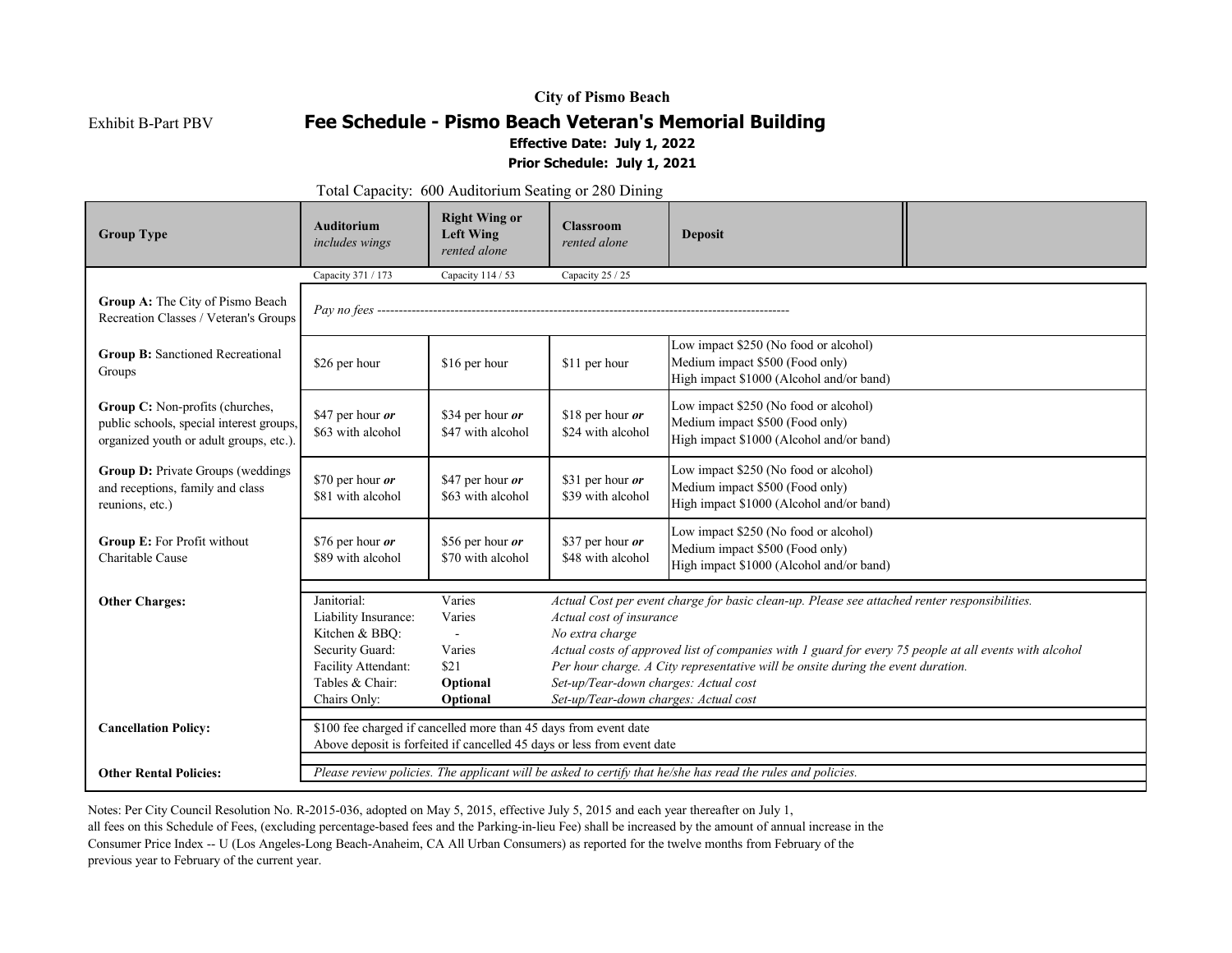Exhibit B-Part PBV

**City of Pismo Beach**

# Fee Schedule - Pismo Beach Veteran's Memorial Building

**Effective Date: July 1, 2022**

**Prior Schedule: July 1, 2021**

Total Capacity: 600 Auditorium Seating or 280 Dining

| Group Type | Auditorium *includes wings* | Right Wing or Left Wing *rented alone* | Classroom *rented alone* | Deposit |
|---|---|---|---|---|
| | Capacity 371 / 173 | Capacity 114 / 53 | Capacity 25 / 25 | |
| **Group A:** The City of Pismo Beach Recreation Classes / Veteran's Groups | *Pay no fees* ------------------------------------------------------------------------------------------------ | | | |
| **Group B:** Sanctioned Recreational Groups | \$26 per hour | \$16 per hour | \$11 per hour | Low impact \$250 (No food or alcohol)<br>Medium impact \$500 (Food only)<br>High impact \$1000 (Alcohol and/or band) |
| **Group C:** Non-profits (churches, public schools, special interest groups, organized youth or adult groups, etc.). | \$47 per hour ***or***<br>\$63 with alcohol | \$34 per hour ***or***<br>\$47 with alcohol | \$18 per hour ***or***<br>\$24 with alcohol | Low impact \$250 (No food or alcohol)<br>Medium impact \$500 (Food only)<br>High impact \$1000 (Alcohol and/or band) |
| **Group D:** Private Groups (weddings and receptions, family and class reunions, etc.) | \$70 per hour ***or***<br>\$81 with alcohol | \$47 per hour ***or***<br>\$63 with alcohol | \$31 per hour ***or***<br>\$39 with alcohol | Low impact \$250 (No food or alcohol)<br>Medium impact \$500 (Food only)<br>High impact \$1000 (Alcohol and/or band) |
| **Group E:** For Profit without Charitable Cause | \$76 per hour ***or***<br>\$89 with alcohol | \$56 per hour ***or***<br>\$70 with alcohol | \$37 per hour ***or***<br>\$48 with alcohol | Low impact \$250 (No food or alcohol)<br>Medium impact \$500 (Food only)<br>High impact \$1000 (Alcohol and/or band) |
| **Other Charges:** | Janitorial: | Varies | *Actual Cost per event charge for basic clean-up. Please see attached renter responsibilities.* | |
| | Liability Insurance: | Varies | *Actual cost of insurance* | |
| | Kitchen & BBQ: | - | *No extra charge* | |
| | Security Guard: | Varies | *Actual costs of approved list of companies with 1 guard for every 75 people at all events with alcohol* | |
| | Facility Attendant: | \$21 | *Per hour charge. A City representative will be onsite during the event duration.* | |
| | Tables & Chair: | **Optional** | *Set-up/Tear-down charges: Actual cost* | |
| | Chairs Only: | **Optional** | *Set-up/Tear-down charges: Actual cost* | |
| **Cancellation Policy:** | \$100 fee charged if cancelled more than 45 days from event date<br>Above deposit is forfeited if cancelled 45 days or less from event date | | | |
| **Other Rental Policies:** | *Please review policies. The applicant will be asked to certify that he/she has read the rules and policies.* | | | |

Notes: Per City Council Resolution No. R-2015-036, adopted on May 5, 2015, effective July 5, 2015 and each year thereafter on July 1, all fees on this Schedule of Fees, (excluding percentage-based fees and the Parking-in-lieu Fee) shall be increased by the amount of annual increase in the Consumer Price Index -- U (Los Angeles-Long Beach-Anaheim, CA All Urban Consumers) as reported for the twelve months from February of the previous year to February of the current year.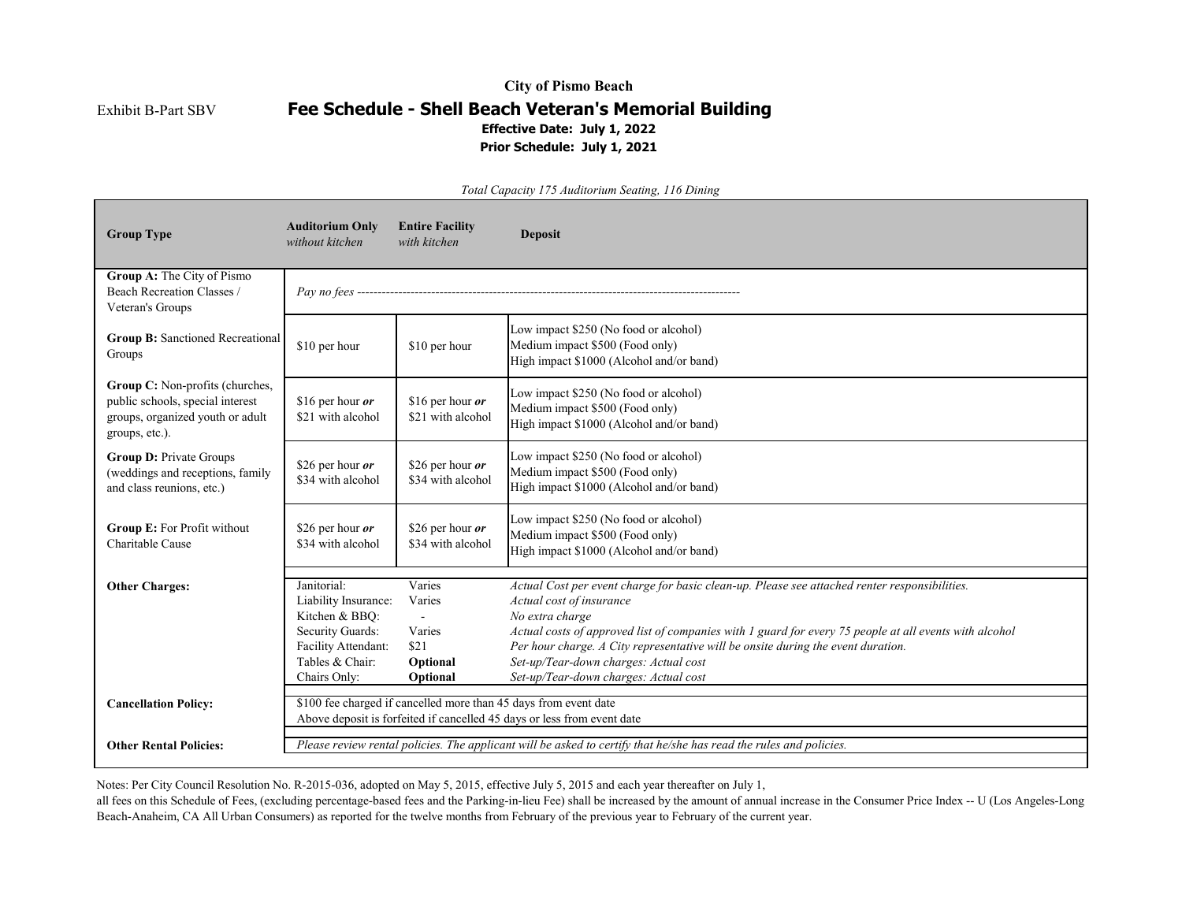City of Pismo Beach

Exhibit B-Part SBV

# Fee Schedule - Shell Beach Veteran's Memorial Building

**Effective Date: July 1, 2022**

**Prior Schedule: July 1, 2021**

*Total Capacity 175 Auditorium Seating, 116 Dining*

| Group Type | Auditorium Only *without kitchen* | Entire Facility *with kitchen* | Deposit |
|---|---|---|---|
| **Group A:** The City of Pismo Beach Recreation Classes / Veteran's Groups | *Pay no fees* ------------------------------------------------------------------------------------------ | | |
| **Group B:** Sanctioned Recreational Groups | $10 per hour | $10 per hour | Low impact $250 (No food or alcohol)<br>Medium impact $500 (Food only)<br>High impact $1000 (Alcohol and/or band) |
| **Group C:** Non-profits (churches, public schools, special interest groups, organized youth or adult groups, etc.). | $16 per hour ***or*** $21 with alcohol | $16 per hour ***or*** $21 with alcohol | Low impact $250 (No food or alcohol)<br>Medium impact $500 (Food only)<br>High impact $1000 (Alcohol and/or band) |
| **Group D:** Private Groups (weddings and receptions, family and class reunions, etc.) | $26 per hour ***or*** $34 with alcohol | $26 per hour ***or*** $34 with alcohol | Low impact $250 (No food or alcohol)<br>Medium impact $500 (Food only)<br>High impact $1000 (Alcohol and/or band) |
| **Group E:** For Profit without Charitable Cause | $26 per hour ***or*** $34 with alcohol | $26 per hour ***or*** $34 with alcohol | Low impact $250 (No food or alcohol)<br>Medium impact $500 (Food only)<br>High impact $1000 (Alcohol and/or band) |
| **Other Charges:** | Janitorial: | Varies | *Actual Cost per event charge for basic clean-up. Please see attached renter responsibilities.* |
| | Liability Insurance: | Varies | *Actual cost of insurance* |
| | Kitchen & BBQ: | - | *No extra charge* |
| | Security Guards: | Varies | *Actual costs of approved list of companies with 1 guard for every 75 people at all events with alcohol* |
| | Facility Attendant: | $21 | *Per hour charge. A City representative will be onsite during the event duration.* |
| | Tables & Chair: | **Optional** | *Set-up/Tear-down charges: Actual cost* |
| | Chairs Only: | **Optional** | *Set-up/Tear-down charges: Actual cost* |
| **Cancellation Policy:** | $100 fee charged if cancelled more than 45 days from event date<br>Above deposit is forfeited if cancelled 45 days or less from event date | | |
| **Other Rental Policies:** | *Please review rental policies. The applicant will be asked to certify that he/she has read the rules and policies.* | | |

Notes: Per City Council Resolution No. R-2015-036, adopted on May 5, 2015, effective July 5, 2015 and each year thereafter on July 1, all fees on this Schedule of Fees, (excluding percentage-based fees and the Parking-in-lieu Fee) shall be increased by the amount of annual increase in the Consumer Price Index -- U (Los Angeles-Long Beach-Anaheim, CA All Urban Consumers) as reported for the twelve months from February of the previous year to February of the current year.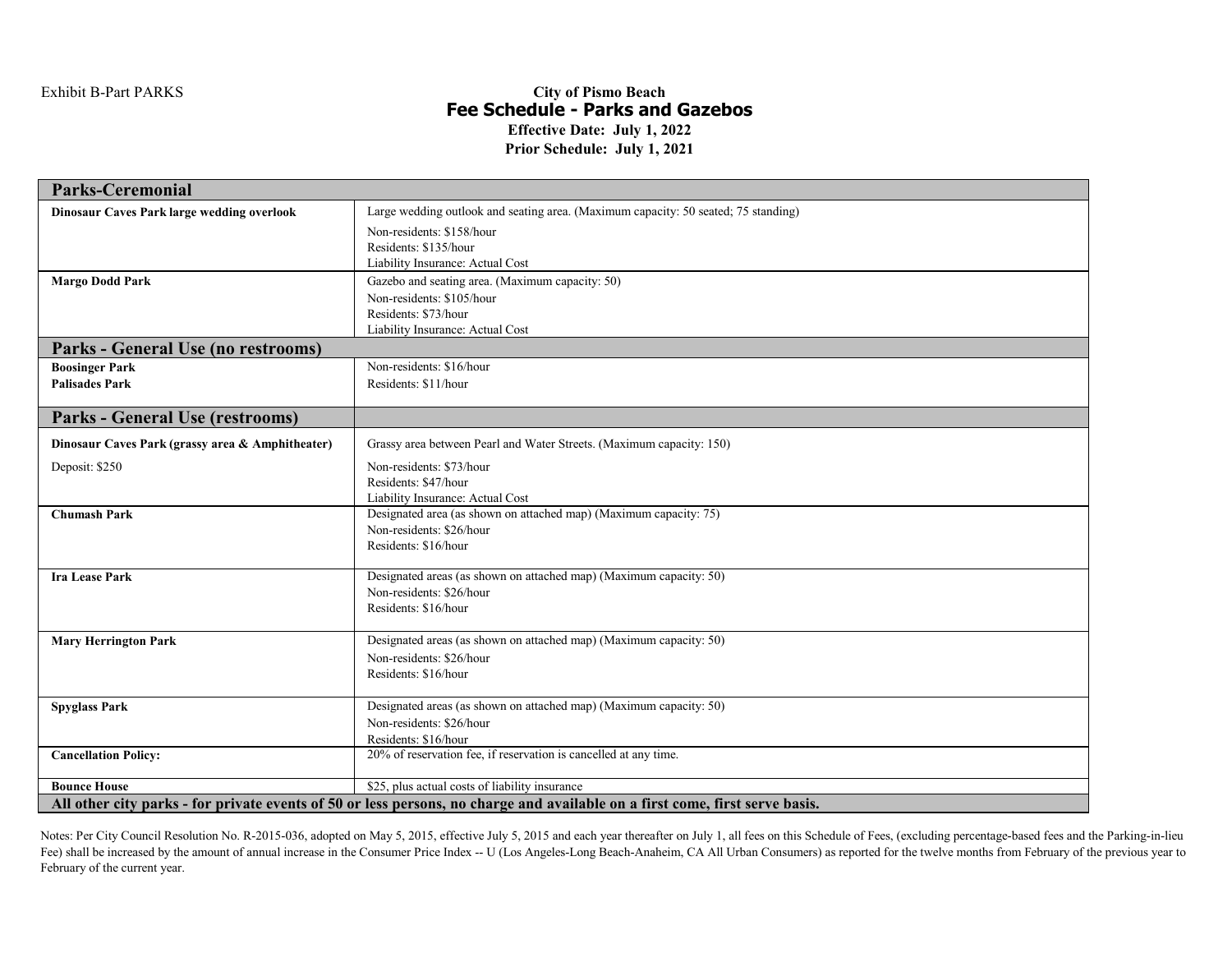Exhibit B-Part PARKS

# City of Pismo Beach
## Fee Schedule - Parks and Gazebos
**Effective Date: July 1, 2022**
**Prior Schedule: July 1, 2021**

| | |
|---|---|
| **Parks-Ceremonial** | |
| **Dinosaur Caves Park large wedding overlook** | Large wedding outlook and seating area. (Maximum capacity: 50 seated; 75 standing)<br>Non-residents: $158/hour<br>Residents: $135/hour<br>Liability Insurance: Actual Cost |
| **Margo Dodd Park** | Gazebo and seating area. (Maximum capacity: 50)<br>Non-residents: $105/hour<br>Residents: $73/hour<br>Liability Insurance: Actual Cost |
| **Parks - General Use (no restrooms)** | |
| **Boosinger Park**<br>**Palisades Park** | Non-residents: $16/hour<br>Residents: $11/hour |
| **Parks - General Use (restrooms)** | |
| **Dinosaur Caves Park (grassy area & Amphitheater)**<br>Deposit: $250 | Grassy area between Pearl and Water Streets. (Maximum capacity: 150)<br>Non-residents: $73/hour<br>Residents: $47/hour<br>Liability Insurance: Actual Cost |
| **Chumash Park** | Designated area (as shown on attached map) (Maximum capacity: 75)<br>Non-residents: $26/hour<br>Residents: $16/hour |
| **Ira Lease Park** | Designated areas (as shown on attached map) (Maximum capacity: 50)<br>Non-residents: $26/hour<br>Residents: $16/hour |
| **Mary Herrington Park** | Designated areas (as shown on attached map) (Maximum capacity: 50)<br>Non-residents: $26/hour<br>Residents: $16/hour |
| **Spyglass Park** | Designated areas (as shown on attached map) (Maximum capacity: 50)<br>Non-residents: $26/hour<br>Residents: $16/hour |
| **Cancellation Policy:** | 20% of reservation fee, if reservation is cancelled at any time. |
| **Bounce House** | $25, plus actual costs of liability insurance |
| **All other city parks - for private events of 50 or less persons, no charge and available on a first come, first serve basis.** | |

Notes: Per City Council Resolution No. R-2015-036, adopted on May 5, 2015, effective July 5, 2015 and each year thereafter on July 1, all fees on this Schedule of Fees, (excluding percentage-based fees and the Parking-in-lieu Fee) shall be increased by the amount of annual increase in the Consumer Price Index -- U (Los Angeles-Long Beach-Anaheim, CA All Urban Consumers) as reported for the twelve months from February of the previous year to February of the current year.